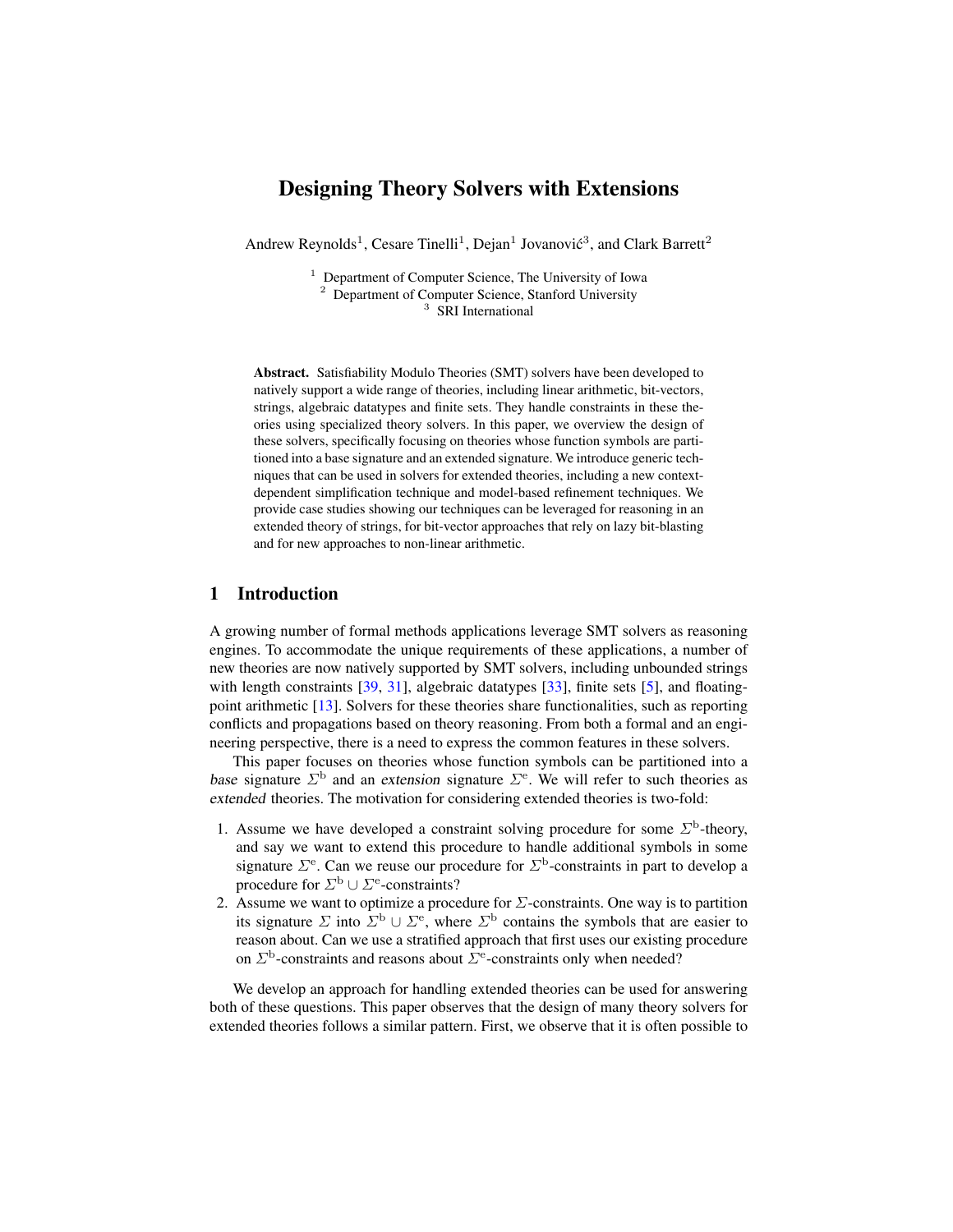# Designing Theory Solvers with Extensions

Andrew Reynolds[1], Cesare Tinelli[1], Dejan[1] Jovanović[3], and Clark Barrett[2]

[1] Department of Computer Science, The University of Iowa
[2] Department of Computer Science, Stanford University
[3] SRI International

**Abstract.** Satisfiability Modulo Theories (SMT) solvers have been developed to natively support a wide range of theories, including linear arithmetic, bit-vectors, strings, algebraic datatypes and finite sets. They handle constraints in these theories using specialized theory solvers. In this paper, we overview the design of these solvers, specifically focusing on theories whose function symbols are partitioned into a base signature and an extended signature. We introduce generic techniques that can be used in solvers for extended theories, including a new context-dependent simplification technique and model-based refinement techniques. We provide case studies showing our techniques can be leveraged for reasoning in an extended theory of strings, for bit-vector approaches that rely on lazy bit-blasting and for new approaches to non-linear arithmetic.

## 1 Introduction

A growing number of formal methods applications leverage SMT solvers as reasoning engines. To accommodate the unique requirements of these applications, a number of new theories are now natively supported by SMT solvers, including unbounded strings with length constraints [39, 31], algebraic datatypes [33], finite sets [5], and floating-point arithmetic [13]. Solvers for these theories share functionalities, such as reporting conflicts and propagations based on theory reasoning. From both a formal and an engineering perspective, there is a need to express the common features in these solvers.

This paper focuses on theories whose function symbols can be partitioned into a *base* signature $\Sigma^{\mathrm{b}}$ and an *extension* signature $\Sigma^{\mathrm{e}}$. We will refer to such theories as *extended* theories. The motivation for considering extended theories is two-fold:

1. Assume we have developed a constraint solving procedure for some $\Sigma^{\mathrm{b}}$-theory, and say we want to extend this procedure to handle additional symbols in some signature $\Sigma^{\mathrm{e}}$. Can we reuse our procedure for $\Sigma^{\mathrm{b}}$-constraints in part to develop a procedure for $\Sigma^{\mathrm{b}} \cup \Sigma^{\mathrm{e}}$-constraints?
2. Assume we want to optimize a procedure for $\Sigma$-constraints. One way is to partition its signature $\Sigma$ into $\Sigma^{\mathrm{b}} \cup \Sigma^{\mathrm{e}}$, where $\Sigma^{\mathrm{b}}$ contains the symbols that are easier to reason about. Can we use a stratified approach that first uses our existing procedure on $\Sigma^{\mathrm{b}}$-constraints and reasons about $\Sigma^{\mathrm{e}}$-constraints only when needed?

We develop an approach for handling extended theories can be used for answering both of these questions. This paper observes that the design of many theory solvers for extended theories follows a similar pattern. First, we observe that it is often possible to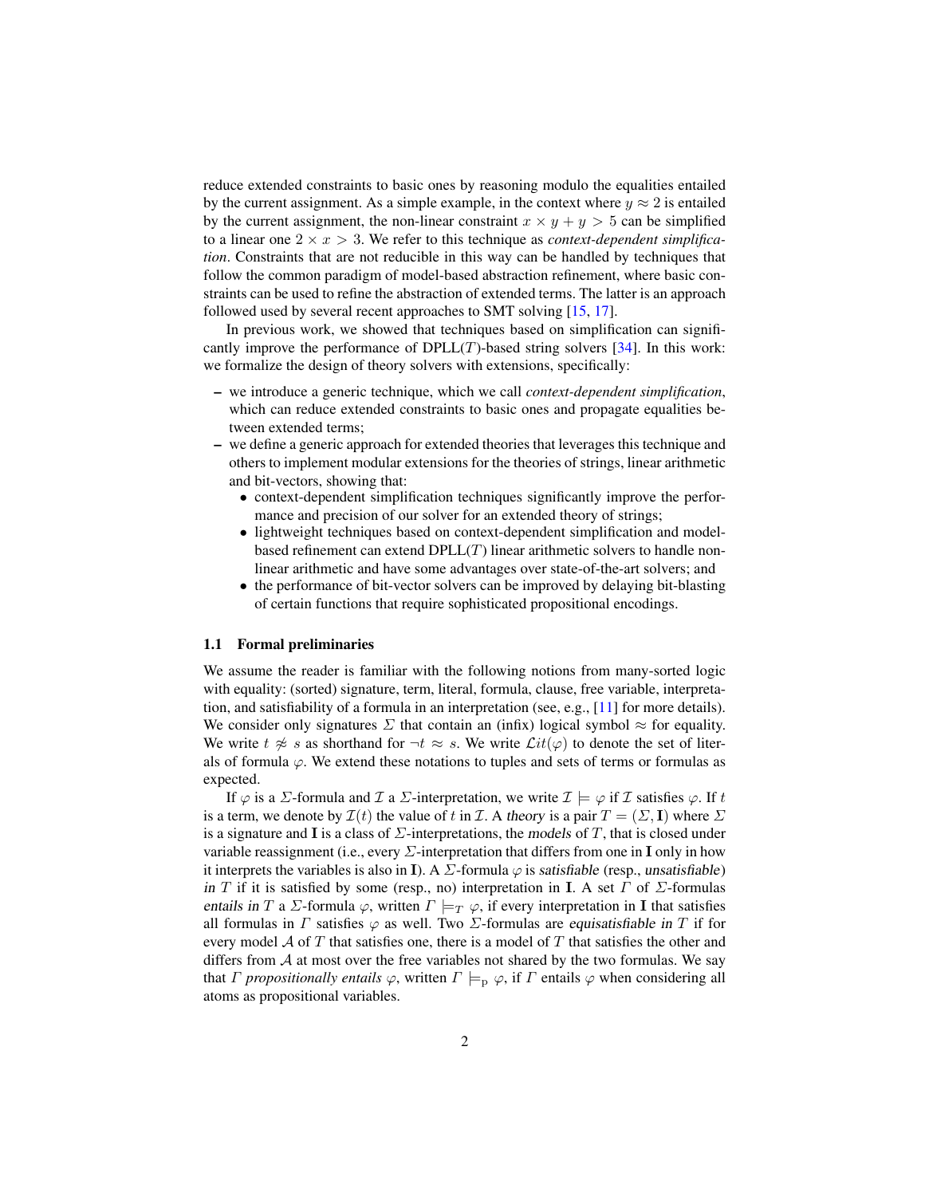reduce extended constraints to basic ones by reasoning modulo the equalities entailed by the current assignment. As a simple example, in the context where $y \approx 2$ is entailed by the current assignment, the non-linear constraint $x \times y + y > 5$ can be simplified to a linear one $2 \times x > 3$. We refer to this technique as *context-dependent simplification*. Constraints that are not reducible in this way can be handled by techniques that follow the common paradigm of model-based abstraction refinement, where basic constraints can be used to refine the abstraction of extended terms. The latter is an approach followed used by several recent approaches to SMT solving [15, 17].

In previous work, we showed that techniques based on simplification can significantly improve the performance of DPLL($T$)-based string solvers [34]. In this work: we formalize the design of theory solvers with extensions, specifically:

- we introduce a generic technique, which we call *context-dependent simplification*, which can reduce extended constraints to basic ones and propagate equalities between extended terms;
- we define a generic approach for extended theories that leverages this technique and others to implement modular extensions for the theories of strings, linear arithmetic and bit-vectors, showing that:
  - context-dependent simplification techniques significantly improve the performance and precision of our solver for an extended theory of strings;
  - lightweight techniques based on context-dependent simplification and model-based refinement can extend DPLL($T$) linear arithmetic solvers to handle non-linear arithmetic and have some advantages over state-of-the-art solvers; and
  - the performance of bit-vector solvers can be improved by delaying bit-blasting of certain functions that require sophisticated propositional encodings.

### 1.1 Formal preliminaries

We assume the reader is familiar with the following notions from many-sorted logic with equality: (sorted) signature, term, literal, formula, clause, free variable, interpretation, and satisfiability of a formula in an interpretation (see, e.g., [11] for more details). We consider only signatures $\Sigma$ that contain an (infix) logical symbol $\approx$ for equality. We write $t \not\approx s$ as shorthand for $\neg t \approx s$. We write $\mathcal{L}it(\varphi)$ to denote the set of literals of formula $\varphi$. We extend these notations to tuples and sets of terms or formulas as expected.

If $\varphi$ is a $\Sigma$-formula and $\mathcal{I}$ a $\Sigma$-interpretation, we write $\mathcal{I} \models \varphi$ if $\mathcal{I}$ satisfies $\varphi$. If $t$ is a term, we denote by $\mathcal{I}(t)$ the value of $t$ in $\mathcal{I}$. A *theory* is a pair $T = (\Sigma, \mathbf{I})$ where $\Sigma$ is a signature and $\mathbf{I}$ is a class of $\Sigma$-interpretations, the *models* of $T$, that is closed under variable reassignment (i.e., every $\Sigma$-interpretation that differs from one in $\mathbf{I}$ only in how it interprets the variables is also in $\mathbf{I}$). A $\Sigma$-formula $\varphi$ is *satisfiable* (resp., *unsatisfiable*) *in* $T$ if it is satisfied by some (resp., no) interpretation in $\mathbf{I}$. A set $\Gamma$ of $\Sigma$-formulas *entails in* $T$ a $\Sigma$-formula $\varphi$, written $\Gamma \models_T \varphi$, if every interpretation in $\mathbf{I}$ that satisfies all formulas in $\Gamma$ satisfies $\varphi$ as well. Two $\Sigma$-formulas are *equisatisfiable in* $T$ if for every model $\mathcal{A}$ of $T$ that satisfies one, there is a model of $T$ that satisfies the other and differs from $\mathcal{A}$ at most over the free variables not shared by the two formulas. We say that $\Gamma$ *propositionally entails* $\varphi$, written $\Gamma \models_{\mathrm{p}} \varphi$, if $\Gamma$ entails $\varphi$ when considering all atoms as propositional variables.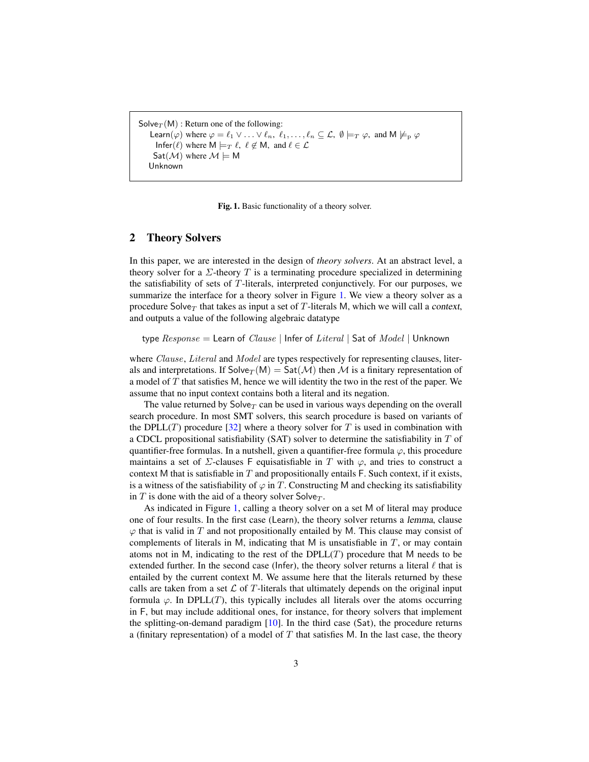$\mathsf{Solve}_T(\mathsf{M})$ : Return one of the following:
  $\mathsf{Learn}(\varphi)$ where $\varphi = \ell_1 \vee \ldots \vee \ell_n,\ \ell_1, \ldots, \ell_n \subseteq \mathcal{L},\ \emptyset \models_T \varphi,$ and $\mathsf{M} \not\models_{\mathrm{P}} \varphi$
  $\mathsf{Infer}(\ell)$ where $\mathsf{M} \models_T \ell,\ \ell \notin \mathsf{M},$ and $\ell \in \mathcal{L}$
  $\mathsf{Sat}(\mathcal{M})$ where $\mathcal{M} \models \mathsf{M}$
  $\mathsf{Unknown}$

**Fig. 1.** Basic functionality of a theory solver.

## 2 Theory Solvers

In this paper, we are interested in the design of *theory solvers*. At an abstract level, a theory solver for a $\Sigma$-theory $T$ is a terminating procedure specialized in determining the satisfiability of sets of $T$-literals, interpreted conjunctively. For our purposes, we summarize the interface for a theory solver in Figure 1. We view a theory solver as a procedure $\mathsf{Solve}_T$ that takes as input a set of $T$-literals $\mathsf{M}$, which we will call a *context*, and outputs a value of the following algebraic datatype

$$\text{type } Response = \mathsf{Learn} \text{ of } Clause \mid \mathsf{Infer} \text{ of } Literal \mid \mathsf{Sat} \text{ of } Model \mid \mathsf{Unknown}$$

where $Clause$, $Literal$ and $Model$ are types respectively for representing clauses, literals and interpretations. If $\mathsf{Solve}_T(\mathsf{M}) = \mathsf{Sat}(\mathcal{M})$ then $\mathcal{M}$ is a finitary representation of a model of $T$ that satisfies $\mathsf{M}$, hence we will identity the two in the rest of the paper. We assume that no input context contains both a literal and its negation.

The value returned by $\mathsf{Solve}_T$ can be used in various ways depending on the overall search procedure. In most SMT solvers, this search procedure is based on variants of the DPLL($T$) procedure [32] where a theory solver for $T$ is used in combination with a CDCL propositional satisfiability (SAT) solver to determine the satisfiability in $T$ of quantifier-free formulas. In a nutshell, given a quantifier-free formula $\varphi$, this procedure maintains a set of $\Sigma$-clauses $\mathsf{F}$ equisatisfiable in $T$ with $\varphi$, and tries to construct a context $\mathsf{M}$ that is satisfiable in $T$ and propositionally entails $\mathsf{F}$. Such context, if it exists, is a witness of the satisfiability of $\varphi$ in $T$. Constructing $\mathsf{M}$ and checking its satisfiability in $T$ is done with the aid of a theory solver $\mathsf{Solve}_T$.

As indicated in Figure 1, calling a theory solver on a set $\mathsf{M}$ of literal may produce one of four results. In the first case ($\mathsf{Learn}$), the theory solver returns a *lemma*, clause $\varphi$ that is valid in $T$ and not propositionally entailed by $\mathsf{M}$. This clause may consist of complements of literals in $\mathsf{M}$, indicating that $\mathsf{M}$ is unsatisfiable in $T$, or may contain atoms not in $\mathsf{M}$, indicating to the rest of the DPLL($T$) procedure that $\mathsf{M}$ needs to be extended further. In the second case ($\mathsf{Infer}$), the theory solver returns a literal $\ell$ that is entailed by the current context $\mathsf{M}$. We assume here that the literals returned by these calls are taken from a set $\mathcal{L}$ of $T$-literals that ultimately depends on the original input formula $\varphi$. In DPLL($T$), this typically includes all literals over the atoms occurring in $\mathsf{F}$, but may include additional ones, for instance, for theory solvers that implement the splitting-on-demand paradigm [10]. In the third case ($\mathsf{Sat}$), the procedure returns a (finitary representation) of a model of $T$ that satisfies $\mathsf{M}$. In the last case, the theory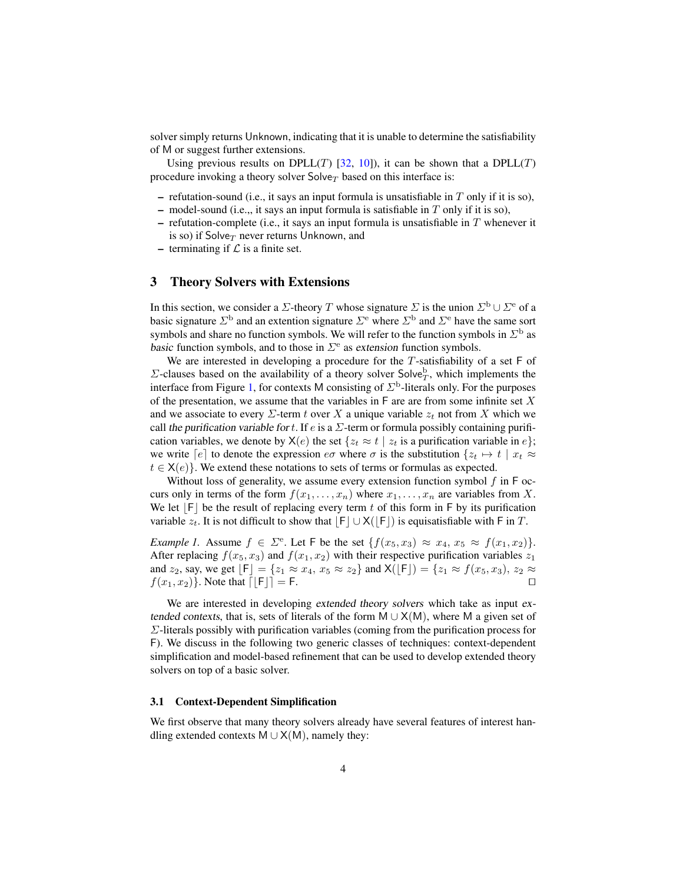solver simply returns Unknown, indicating that it is unable to determine the satisfiability of M or suggest further extensions.

Using previous results on DPLL($T$) [32, 10]), it can be shown that a DPLL($T$) procedure invoking a theory solver $\mathsf{Solve}_T$ based on this interface is:

- refutation-sound (i.e., it says an input formula is unsatisfiable in $T$ only if it is so),
- model-sound (i.e.,, it says an input formula is satisfiable in $T$ only if it is so),
- refutation-complete (i.e., it says an input formula is unsatisfiable in $T$ whenever it is so) if $\mathsf{Solve}_T$ never returns Unknown, and
- terminating if $\mathcal{L}$ is a finite set.

## 3 Theory Solvers with Extensions

In this section, we consider a $\Sigma$-theory $T$ whose signature $\Sigma$ is the union $\Sigma^{\mathrm{b}} \cup \Sigma^{\mathrm{e}}$ of a basic signature $\Sigma^{\mathrm{b}}$ and an extention signature $\Sigma^{\mathrm{e}}$ where $\Sigma^{\mathrm{b}}$ and $\Sigma^{\mathrm{e}}$ have the same sort symbols and share no function symbols. We will refer to the function symbols in $\Sigma^{\mathrm{b}}$ as *basic* function symbols, and to those in $\Sigma^{\mathrm{e}}$ as *extension* function symbols.

We are interested in developing a procedure for the $T$-satisfiability of a set F of $\Sigma$-clauses based on the availability of a theory solver $\mathsf{Solve}^{\mathrm{b}}_T$, which implements the interface from Figure 1, for contexts M consisting of $\Sigma^{\mathrm{b}}$-literals only. For the purposes of the presentation, we assume that the variables in F are from some infinite set $X$ and we associate to every $\Sigma$-term $t$ over $X$ a unique variable $z_t$ not from $X$ which we call *the purification variable for* $t$. If $e$ is a $\Sigma$-term or formula possibly containing purification variables, we denote by $\mathsf{X}(e)$ the set $\{z_t \approx t \mid z_t \text{ is a purification variable in } e\}$; we write $\lceil e \rceil$ to denote the expression $e\sigma$ where $\sigma$ is the substitution $\{z_t \mapsto t \mid x_t \approx t \in \mathsf{X}(e)\}$. We extend these notations to sets of terms or formulas as expected.

Without loss of generality, we assume every extension function symbol $f$ in F occurs only in terms of the form $f(x_1, \ldots, x_n)$ where $x_1, \ldots, x_n$ are variables from $X$. We let $\lfloor \mathsf{F} \rfloor$ be the result of replacing every term $t$ of this form in F by its purification variable $z_t$. It is not difficult to show that $\lfloor \mathsf{F} \rfloor \cup \mathsf{X}(\lfloor \mathsf{F} \rfloor)$ is equisatisfiable with F in $T$.

*Example 1.* Assume $f \in \Sigma^{\mathrm{e}}$. Let F be the set $\{f(x_5, x_3) \approx x_4,\ x_5 \approx f(x_1, x_2)\}$. After replacing $f(x_5, x_3)$ and $f(x_1, x_2)$ with their respective purification variables $z_1$ and $z_2$, say, we get $\lfloor \mathsf{F} \rfloor = \{z_1 \approx x_4,\ x_5 \approx z_2\}$ and $\mathsf{X}(\lfloor \mathsf{F} \rfloor) = \{z_1 \approx f(x_5, x_3),\ z_2 \approx f(x_1, x_2)\}$. Note that $\lceil \lfloor \mathsf{F} \rfloor \rceil = \mathsf{F}$. □

We are interested in developing *extended theory solvers* which take as input *extended contexts*, that is, sets of literals of the form $\mathsf{M} \cup \mathsf{X}(\mathsf{M})$, where M a given set of $\Sigma$-literals possibly with purification variables (coming from the purification process for F). We discuss in the following two generic classes of techniques: context-dependent simplification and model-based refinement that can be used to develop extended theory solvers on top of a basic solver.

### 3.1 Context-Dependent Simplification

We first observe that many theory solvers already have several features of interest handling extended contexts $\mathsf{M} \cup \mathsf{X}(\mathsf{M})$, namely they: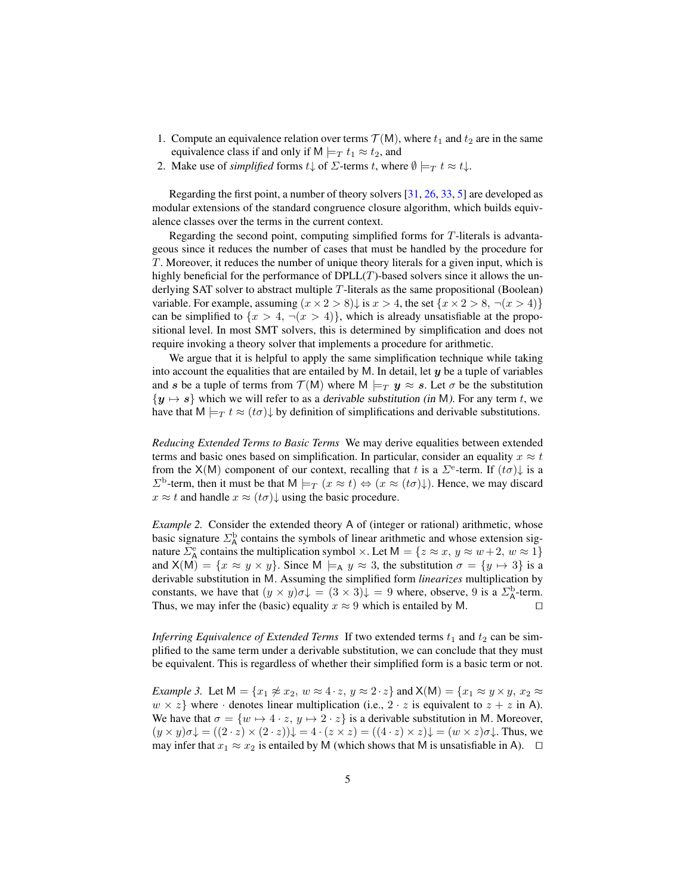1. Compute an equivalence relation over terms $\mathcal{T}(\mathsf{M})$, where $t_1$ and $t_2$ are in the same equivalence class if and only if $\mathsf{M} \models_T t_1 \approx t_2$, and
2. Make use of *simplified* forms $t\!\downarrow$ of $\Sigma$-terms $t$, where $\emptyset \models_T t \approx t\!\downarrow$.

Regarding the first point, a number of theory solvers [31, 26, 33, 5] are developed as modular extensions of the standard congruence closure algorithm, which builds equivalence classes over the terms in the current context.

Regarding the second point, computing simplified forms for $T$-literals is advantageous since it reduces the number of cases that must be handled by the procedure for $T$. Moreover, it reduces the number of unique theory literals for a given input, which is highly beneficial for the performance of DPLL($T$)-based solvers since it allows the underlying SAT solver to abstract multiple $T$-literals as the same propositional (Boolean) variable. For example, assuming $(x \times 2 > 8)\!\downarrow$ is $x > 4$, the set $\{x \times 2 > 8, \neg(x > 4)\}$ can be simplified to $\{x > 4, \neg(x > 4)\}$, which is already unsatisfiable at the propositional level. In most SMT solvers, this is determined by simplification and does not require invoking a theory solver that implements a procedure for arithmetic.

We argue that it is helpful to apply the same simplification technique while taking into account the equalities that are entailed by $\mathsf{M}$. In detail, let $\boldsymbol{y}$ be a tuple of variables and $\boldsymbol{s}$ be a tuple of terms from $\mathcal{T}(\mathsf{M})$ where $\mathsf{M} \models_T \boldsymbol{y} \approx \boldsymbol{s}$. Let $\sigma$ be the substitution $\{\boldsymbol{y} \mapsto \boldsymbol{s}\}$ which we will refer to as a *derivable substitution (in* $\mathsf{M}$*)*. For any term $t$, we have that $\mathsf{M} \models_T t \approx (t\sigma)\!\downarrow$ by definition of simplifications and derivable substitutions.

*Reducing Extended Terms to Basic Terms* We may derive equalities between extended terms and basic ones based on simplification. In particular, consider an equality $x \approx t$ from the $\mathsf{X}(\mathsf{M})$ component of our context, recalling that $t$ is a $\Sigma^{\mathrm{e}}$-term. If $(t\sigma)\!\downarrow$ is a $\Sigma^{\mathrm{b}}$-term, then it must be that $\mathsf{M} \models_T (x \approx t) \Leftrightarrow (x \approx (t\sigma)\!\downarrow)$. Hence, we may discard $x \approx t$ and handle $x \approx (t\sigma)\!\downarrow$ using the basic procedure.

*Example 2.* Consider the extended theory $\mathsf{A}$ of (integer or rational) arithmetic, whose basic signature $\Sigma^{\mathrm{b}}_{\mathsf{A}}$ contains the symbols of linear arithmetic and whose extension signature $\Sigma^{\mathrm{e}}_{\mathsf{A}}$ contains the multiplication symbol $\times$. Let $\mathsf{M} = \{z \approx x,\ y \approx w + 2,\ w \approx 1\}$ and $\mathsf{X}(\mathsf{M}) = \{x \approx y \times y\}$. Since $\mathsf{M} \models_{\mathsf{A}} y \approx 3$, the substitution $\sigma = \{y \mapsto 3\}$ is a derivable substitution in $\mathsf{M}$. Assuming the simplified form *linearizes* multiplication by constants, we have that $(y \times y)\sigma\!\downarrow = (3 \times 3)\!\downarrow = 9$ where, observe, $9$ is a $\Sigma^{\mathrm{b}}_{\mathsf{A}}$-term. Thus, we may infer the (basic) equality $x \approx 9$ which is entailed by $\mathsf{M}$. $\square$

*Inferring Equivalence of Extended Terms* If two extended terms $t_1$ and $t_2$ can be simplified to the same term under a derivable substitution, we can conclude that they must be equivalent. This is regardless of whether their simplified form is a basic term or not.

*Example 3.* Let $\mathsf{M} = \{x_1 \not\approx x_2,\ w \approx 4 \cdot z,\ y \approx 2 \cdot z\}$ and $\mathsf{X}(\mathsf{M}) = \{x_1 \approx y \times y,\ x_2 \approx w \times z\}$ where $\cdot$ denotes linear multiplication (i.e., $2 \cdot z$ is equivalent to $z + z$ in $\mathsf{A}$). We have that $\sigma = \{w \mapsto 4 \cdot z,\ y \mapsto 2 \cdot z\}$ is a derivable substitution in $\mathsf{M}$. Moreover, $(y \times y)\sigma\!\downarrow = ((2 \cdot z) \times (2 \cdot z))\!\downarrow = 4 \cdot (z \times z) = ((4 \cdot z) \times z)\!\downarrow = (w \times z)\sigma\!\downarrow$. Thus, we may infer that $x_1 \approx x_2$ is entailed by $\mathsf{M}$ (which shows that $\mathsf{M}$ is unsatisfiable in $\mathsf{A}$). $\square$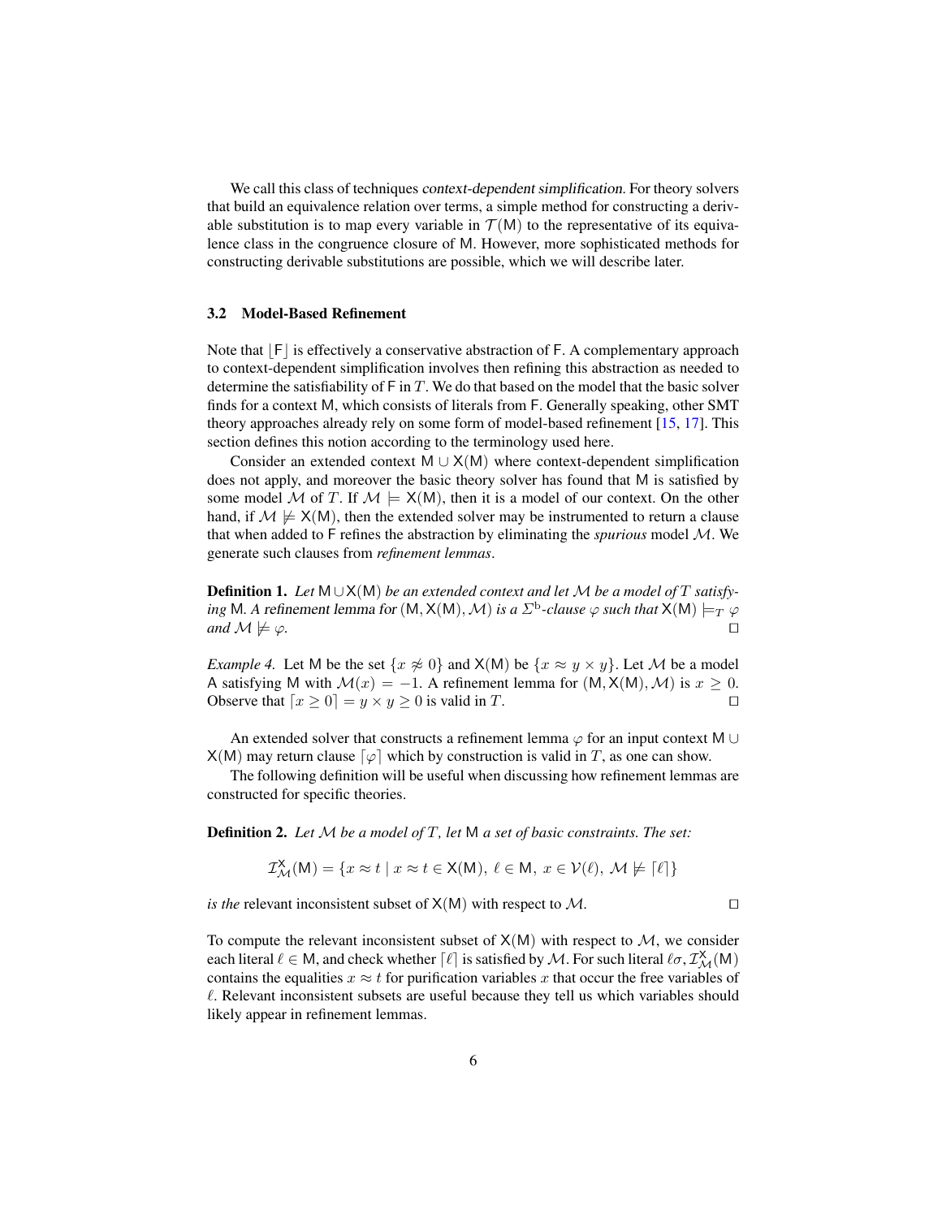We call this class of techniques *context-dependent simplification*. For theory solvers that build an equivalence relation over terms, a simple method for constructing a derivable substitution is to map every variable in $\mathcal{T}(\mathsf{M})$ to the representative of its equivalence class in the congruence closure of $\mathsf{M}$. However, more sophisticated methods for constructing derivable substitutions are possible, which we will describe later.

### 3.2 Model-Based Refinement

Note that $\lfloor \mathsf{F} \rfloor$ is effectively a conservative abstraction of $\mathsf{F}$. A complementary approach to context-dependent simplification involves then refining this abstraction as needed to determine the satisfiability of $\mathsf{F}$ in $T$. We do that based on the model that the basic solver finds for a context $\mathsf{M}$, which consists of literals from $\mathsf{F}$. Generally speaking, other SMT theory approaches already rely on some form of model-based refinement [15, 17]. This section defines this notion according to the terminology used here.

Consider an extended context $\mathsf{M} \cup \mathsf{X}(\mathsf{M})$ where context-dependent simplification does not apply, and moreover the basic theory solver has found that $\mathsf{M}$ is satisfied by some model $\mathcal{M}$ of $T$. If $\mathcal{M} \models \mathsf{X}(\mathsf{M})$, then it is a model of our context. On the other hand, if $\mathcal{M} \not\models \mathsf{X}(\mathsf{M})$, then the extended solver may be instrumented to return a clause that when added to $\mathsf{F}$ refines the abstraction by eliminating the *spurious* model $\mathcal{M}$. We generate such clauses from *refinement lemmas*.

**Definition 1.** *Let $\mathsf{M} \cup \mathsf{X}(\mathsf{M})$ be an extended context and let $\mathcal{M}$ be a model of $T$ satisfying $\mathsf{M}$. A refinement lemma for $(\mathsf{M}, \mathsf{X}(\mathsf{M}), \mathcal{M})$ is a $\Sigma^{\mathrm{b}}$-clause $\varphi$ such that $\mathsf{X}(\mathsf{M}) \models_T \varphi$ and $\mathcal{M} \not\models \varphi$.* □

*Example 4.* Let $\mathsf{M}$ be the set $\{x \not\approx 0\}$ and $\mathsf{X}(\mathsf{M})$ be $\{x \approx y \times y\}$. Let $\mathcal{M}$ be a model A satisfying $\mathsf{M}$ with $\mathcal{M}(x) = -1$. A refinement lemma for $(\mathsf{M}, \mathsf{X}(\mathsf{M}), \mathcal{M})$ is $x \geq 0$. Observe that $\lceil x \geq 0 \rceil = y \times y \geq 0$ is valid in $T$. □

An extended solver that constructs a refinement lemma $\varphi$ for an input context $\mathsf{M} \cup \mathsf{X}(\mathsf{M})$ may return clause $\lceil \varphi \rceil$ which by construction is valid in $T$, as one can show.

The following definition will be useful when discussing how refinement lemmas are constructed for specific theories.

**Definition 2.** *Let $\mathcal{M}$ be a model of $T$, let $\mathsf{M}$ a set of basic constraints. The set:*

$$\mathcal{I}^{\mathsf{X}}_{\mathcal{M}}(\mathsf{M}) = \{x \approx t \mid x \approx t \in \mathsf{X}(\mathsf{M}),\ \ell \in \mathsf{M},\ x \in \mathcal{V}(\ell),\ \mathcal{M} \not\models \lceil \ell \rceil\}$$

*is the* relevant inconsistent subset of $\mathsf{X}(\mathsf{M})$ with respect to $\mathcal{M}$. □

To compute the relevant inconsistent subset of $\mathsf{X}(\mathsf{M})$ with respect to $\mathcal{M}$, we consider each literal $\ell \in \mathsf{M}$, and check whether $\lceil \ell \rceil$ is satisfied by $\mathcal{M}$. For such literal $\ell\sigma, \mathcal{I}^{\mathsf{X}}_{\mathcal{M}}(\mathsf{M})$ contains the equalities $x \approx t$ for purification variables $x$ that occur the free variables of $\ell$. Relevant inconsistent subsets are useful because they tell us which variables should likely appear in refinement lemmas.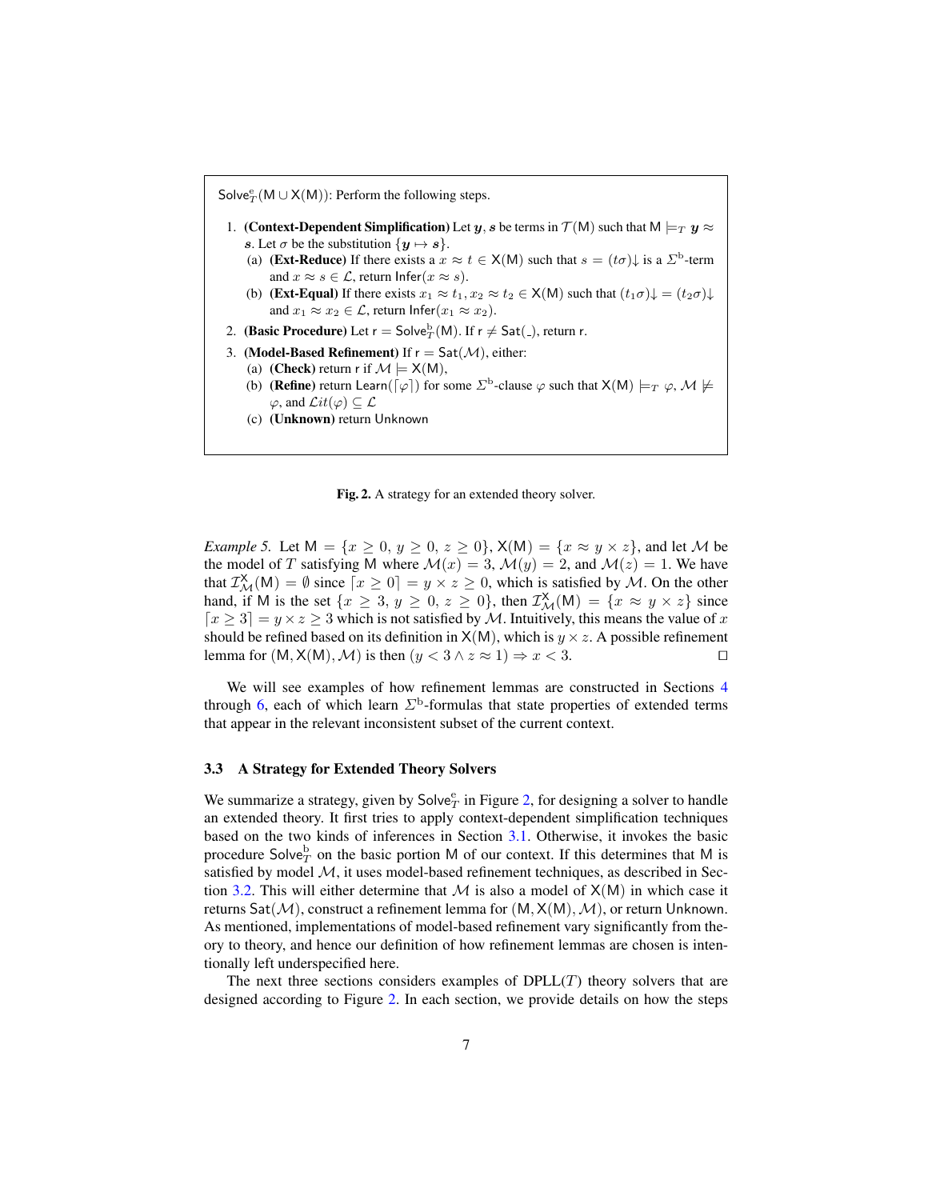$\mathsf{Solve}^{\mathrm{e}}_T(\mathsf{M} \cup \mathsf{X}(\mathsf{M}))$: Perform the following steps.

1. **(Context-Dependent Simplification)** Let $\boldsymbol{y}, \boldsymbol{s}$ be terms in $\mathcal{T}(\mathsf{M})$ such that $\mathsf{M} \models_T \boldsymbol{y} \approx \boldsymbol{s}$. Let $\sigma$ be the substitution $\{\boldsymbol{y} \mapsto \boldsymbol{s}\}$.
   (a) **(Ext-Reduce)** If there exists a $x \approx t \in \mathsf{X}(\mathsf{M})$ such that $s = (t\sigma)\!\downarrow$ is a $\Sigma^{\mathrm{b}}$-term and $x \approx s \in \mathcal{L}$, return $\mathsf{Infer}(x \approx s)$.
   (b) **(Ext-Equal)** If there exists $x_1 \approx t_1, x_2 \approx t_2 \in \mathsf{X}(\mathsf{M})$ such that $(t_1\sigma)\!\downarrow = (t_2\sigma)\!\downarrow$ and $x_1 \approx x_2 \in \mathcal{L}$, return $\mathsf{Infer}(x_1 \approx x_2)$.
2. **(Basic Procedure)** Let $\mathsf{r} = \mathsf{Solve}^{\mathrm{b}}_T(\mathsf{M})$. If $\mathsf{r} \neq \mathsf{Sat}(\_)$, return $\mathsf{r}$.
3. **(Model-Based Refinement)** If $\mathsf{r} = \mathsf{Sat}(\mathcal{M})$, either:
   (a) **(Check)** return $\mathsf{r}$ if $\mathcal{M} \models \mathsf{X}(\mathsf{M})$,
   (b) **(Refine)** return $\mathsf{Learn}(\lceil\varphi\rceil)$ for some $\Sigma^{\mathrm{b}}$-clause $\varphi$ such that $\mathsf{X}(\mathsf{M}) \models_T \varphi$, $\mathcal{M} \not\models \varphi$, and $\mathcal{L}it(\varphi) \subseteq \mathcal{L}$
   (c) **(Unknown)** return $\mathsf{Unknown}$

**Fig. 2.** A strategy for an extended theory solver.

*Example 5.* Let $\mathsf{M} = \{x \geq 0,\ y \geq 0,\ z \geq 0\}$, $\mathsf{X}(\mathsf{M}) = \{x \approx y \times z\}$, and let $\mathcal{M}$ be the model of $T$ satisfying $\mathsf{M}$ where $\mathcal{M}(x) = 3$, $\mathcal{M}(y) = 2$, and $\mathcal{M}(z) = 1$. We have that $\mathcal{I}^{\mathsf{X}}_{\mathcal{M}}(\mathsf{M}) = \emptyset$ since $\lceil x \geq 0 \rceil = y \times z \geq 0$, which is satisfied by $\mathcal{M}$. On the other hand, if $\mathsf{M}$ is the set $\{x \geq 3,\ y \geq 0,\ z \geq 0\}$, then $\mathcal{I}^{\mathsf{X}}_{\mathcal{M}}(\mathsf{M}) = \{x \approx y \times z\}$ since $\lceil x \geq 3 \rceil = y \times z \geq 3$ which is not satisfied by $\mathcal{M}$. Intuitively, this means the value of $x$ should be refined based on its definition in $\mathsf{X}(\mathsf{M})$, which is $y \times z$. A possible refinement lemma for $(\mathsf{M}, \mathsf{X}(\mathsf{M}), \mathcal{M})$ is then $(y < 3 \wedge z \approx 1) \Rightarrow x < 3$. ◻

We will see examples of how refinement lemmas are constructed in Sections 4 through 6, each of which learn $\Sigma^{\mathrm{b}}$-formulas that state properties of extended terms that appear in the relevant inconsistent subset of the current context.

### 3.3 A Strategy for Extended Theory Solvers

We summarize a strategy, given by $\mathsf{Solve}^{\mathrm{e}}_T$ in Figure 2, for designing a solver to handle an extended theory. It first tries to apply context-dependent simplification techniques based on the two kinds of inferences in Section 3.1. Otherwise, it invokes the basic procedure $\mathsf{Solve}^{\mathrm{b}}_T$ on the basic portion $\mathsf{M}$ of our context. If this determines that $\mathsf{M}$ is satisfied by model $\mathcal{M}$, it uses model-based refinement techniques, as described in Section 3.2. This will either determine that $\mathcal{M}$ is also a model of $\mathsf{X}(\mathsf{M})$ in which case it returns $\mathsf{Sat}(\mathcal{M})$, construct a refinement lemma for $(\mathsf{M}, \mathsf{X}(\mathsf{M}), \mathcal{M})$, or return $\mathsf{Unknown}$. As mentioned, implementations of model-based refinement vary significantly from theory to theory, and hence our definition of how refinement lemmas are chosen is intentionally left underspecified here.

The next three sections considers examples of DPLL($T$) theory solvers that are designed according to Figure 2. In each section, we provide details on how the steps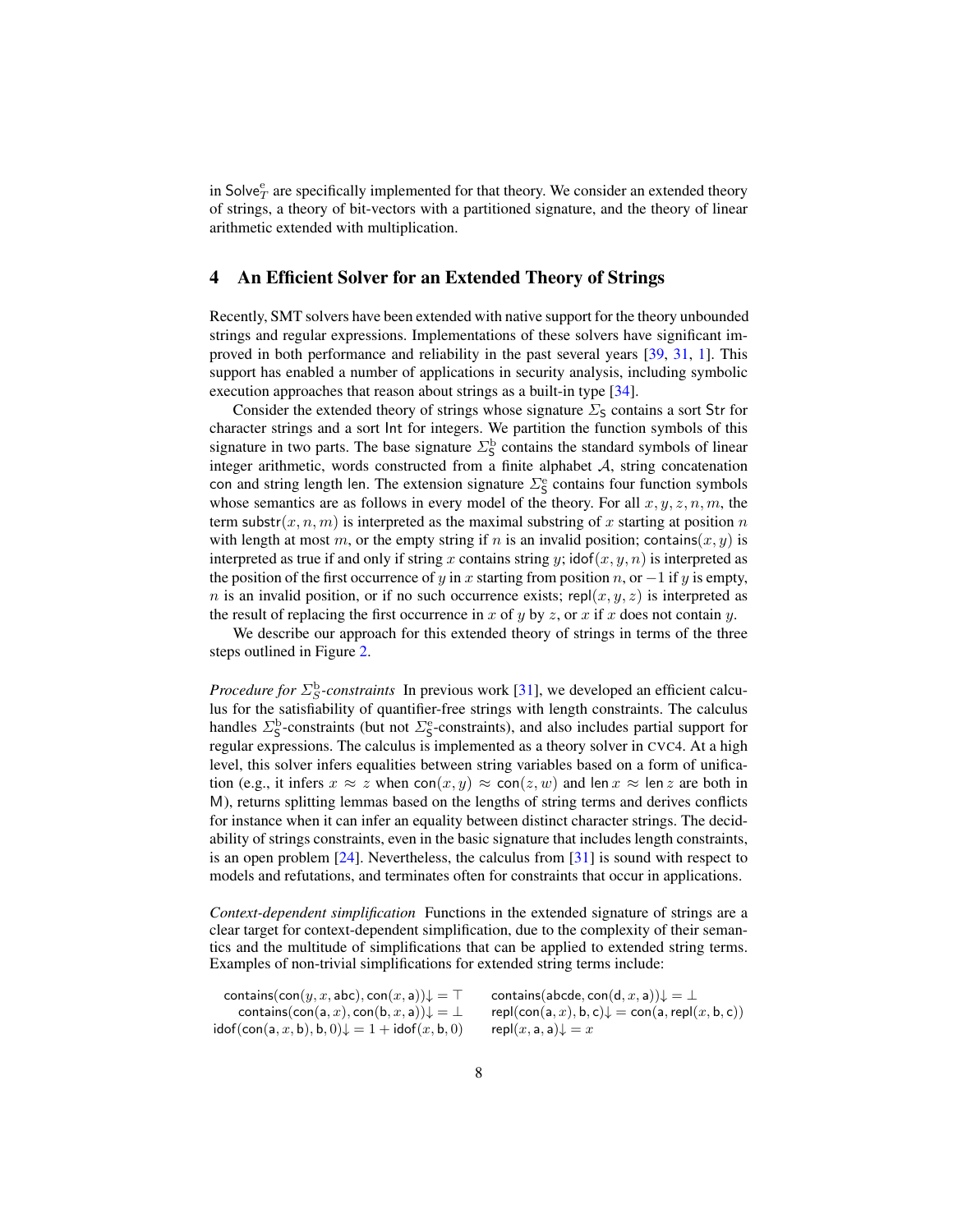in $\mathsf{Solve}^{\mathrm{e}}_{T}$ are specifically implemented for that theory. We consider an extended theory of strings, a theory of bit-vectors with a partitioned signature, and the theory of linear arithmetic extended with multiplication.

## 4 An Efficient Solver for an Extended Theory of Strings

Recently, SMT solvers have been extended with native support for the theory unbounded strings and regular expressions. Implementations of these solvers have significant improved in both performance and reliability in the past several years [39, 31, 1]. This support has enabled a number of applications in security analysis, including symbolic execution approaches that reason about strings as a built-in type [34].

Consider the extended theory of strings whose signature $\Sigma_{\mathsf{S}}$ contains a sort $\mathsf{Str}$ for character strings and a sort $\mathsf{Int}$ for integers. We partition the function symbols of this signature in two parts. The base signature $\Sigma^{\mathrm{b}}_{\mathsf{S}}$ contains the standard symbols of linear integer arithmetic, words constructed from a finite alphabet $\mathcal{A}$, string concatenation $\mathsf{con}$ and string length $\mathsf{len}$. The extension signature $\Sigma^{\mathrm{e}}_{\mathsf{S}}$ contains four function symbols whose semantics are as follows in every model of the theory. For all $x, y, z, n, m$, the term $\mathsf{substr}(x, n, m)$ is interpreted as the maximal substring of $x$ starting at position $n$ with length at most $m$, or the empty string if $n$ is an invalid position; $\mathsf{contains}(x, y)$ is interpreted as true if and only if string $x$ contains string $y$; $\mathsf{idof}(x, y, n)$ is interpreted as the position of the first occurrence of $y$ in $x$ starting from position $n$, or $-1$ if $y$ is empty, $n$ is an invalid position, or if no such occurrence exists; $\mathsf{repl}(x, y, z)$ is interpreted as the result of replacing the first occurrence in $x$ of $y$ by $z$, or $x$ if $x$ does not contain $y$.

We describe our approach for this extended theory of strings in terms of the three steps outlined in Figure 2.

*Procedure for $\Sigma^{\mathrm{b}}_{S}$-constraints* In previous work [31], we developed an efficient calculus for the satisfiability of quantifier-free strings with length constraints. The calculus handles $\Sigma^{\mathrm{b}}_{\mathsf{S}}$-constraints (but not $\Sigma^{\mathrm{e}}_{\mathsf{S}}$-constraints), and also includes partial support for regular expressions. The calculus is implemented as a theory solver in CVC4. At a high level, this solver infers equalities between string variables based on a form of unification (e.g., it infers $x \approx z$ when $\mathsf{con}(x, y) \approx \mathsf{con}(z, w)$ and $\mathsf{len}\, x \approx \mathsf{len}\, z$ are both in $\mathsf{M}$), returns splitting lemmas based on the lengths of string terms and derives conflicts for instance when it can infer an equality between distinct character strings. The decidability of strings constraints, even in the basic signature that includes length constraints, is an open problem [24]. Nevertheless, the calculus from [31] is sound with respect to models and refutations, and terminates often for constraints that occur in applications.

*Context-dependent simplification* Functions in the extended signature of strings are a clear target for context-dependent simplification, due to the complexity of their semantics and the multitude of simplifications that can be applied to extended string terms. Examples of non-trivial simplifications for extended string terms include:

$$\mathsf{contains}(\mathsf{con}(y, x, \mathsf{abc}), \mathsf{con}(x, \mathsf{a}))\!\downarrow \,= \top \qquad \mathsf{contains}(\mathsf{abcde}, \mathsf{con}(\mathsf{d}, x, \mathsf{a}))\!\downarrow \,= \bot$$

$$\mathsf{contains}(\mathsf{con}(\mathsf{a}, x), \mathsf{con}(\mathsf{b}, x, \mathsf{a}))\!\downarrow \,= \bot \qquad \mathsf{repl}(\mathsf{con}(\mathsf{a}, x), \mathsf{b}, \mathsf{c})\!\downarrow \,= \mathsf{con}(\mathsf{a}, \mathsf{repl}(x, \mathsf{b}, \mathsf{c}))$$

$$\mathsf{idof}(\mathsf{con}(\mathsf{a}, x, \mathsf{b}), \mathsf{b}, 0)\!\downarrow \,= 1 + \mathsf{idof}(x, \mathsf{b}, 0) \qquad \mathsf{repl}(x, \mathsf{a}, \mathsf{a})\!\downarrow \,= x$$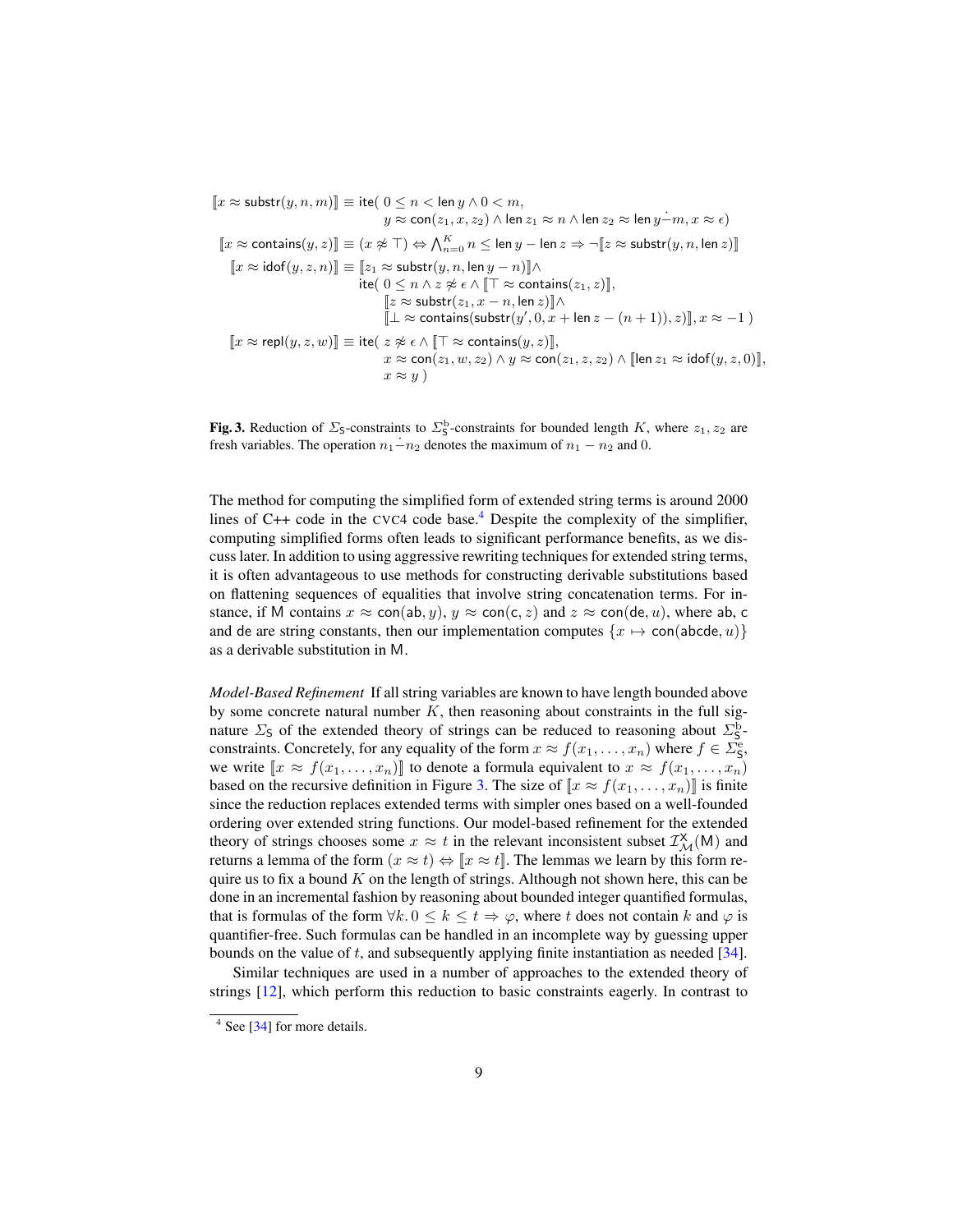$$
\begin{aligned}
[\![x \approx \mathsf{substr}(y, n, m)]\!] \equiv\ & \mathsf{ite}(\ 0 \leq n < \mathsf{len}\, y \wedge 0 < m, \\
& \quad y \approx \mathsf{con}(z_1, x, z_2) \wedge \mathsf{len}\, z_1 \approx n \wedge \mathsf{len}\, z_2 \approx \mathsf{len}\, y \dot{-} m, x \approx \epsilon) \\
[\![x \approx \mathsf{contains}(y, z)]\!] \equiv\ & (x \not\approx \top) \Leftrightarrow \textstyle\bigwedge_{n=0}^{K} n \leq \mathsf{len}\, y - \mathsf{len}\, z \Rightarrow \neg [\![z \approx \mathsf{substr}(y, n, \mathsf{len}\, z)]\!] \\
[\![x \approx \mathsf{idof}(y, z, n)]\!] \equiv\ & [\![z_1 \approx \mathsf{substr}(y, n, \mathsf{len}\, y - n)]\!] \wedge \\
& \mathsf{ite}(\ 0 \leq n \wedge z \not\approx \epsilon \wedge [\![\top \approx \mathsf{contains}(z_1, z)]\!], \\
& \quad [\![z \approx \mathsf{substr}(z_1, x - n, \mathsf{len}\, z)]\!] \wedge \\
& \quad [\![\bot \approx \mathsf{contains}(\mathsf{substr}(y', 0, x + \mathsf{len}\, z - (n+1)), z)]\!], x \approx -1\ ) \\
[\![x \approx \mathsf{repl}(y, z, w)]\!] \equiv\ & \mathsf{ite}(\ z \not\approx \epsilon \wedge [\![\top \approx \mathsf{contains}(y, z)]\!], \\
& \quad x \approx \mathsf{con}(z_1, w, z_2) \wedge y \approx \mathsf{con}(z_1, z, z_2) \wedge [\![\mathsf{len}\, z_1 \approx \mathsf{idof}(y, z, 0)]\!], \\
& \quad x \approx y\ )
\end{aligned}
$$

**Fig. 3.** Reduction of $\Sigma_{\mathsf{S}}$-constraints to $\Sigma_{\mathsf{S}}^{\mathrm{b}}$-constraints for bounded length $K$, where $z_1, z_2$ are fresh variables. The operation $n_1 \dot{-} n_2$ denotes the maximum of $n_1 - n_2$ and 0.

The method for computing the simplified form of extended string terms is around 2000 lines of C++ code in the CVC4 code base.[4] Despite the complexity of the simplifier, computing simplified forms often leads to significant performance benefits, as we discuss later. In addition to using aggressive rewriting techniques for extended string terms, it is often advantageous to use methods for constructing derivable substitutions based on flattening sequences of equalities that involve string concatenation terms. For instance, if $\mathsf{M}$ contains $x \approx \mathsf{con}(\mathsf{ab}, y)$, $y \approx \mathsf{con}(\mathsf{c}, z)$ and $z \approx \mathsf{con}(\mathsf{de}, u)$, where $\mathsf{ab}$, $\mathsf{c}$ and $\mathsf{de}$ are string constants, then our implementation computes $\{x \mapsto \mathsf{con}(\mathsf{abcde}, u)\}$ as a derivable substitution in $\mathsf{M}$.

*Model-Based Refinement* If all string variables are known to have length bounded above by some concrete natural number $K$, then reasoning about constraints in the full signature $\Sigma_{\mathsf{S}}$ of the extended theory of strings can be reduced to reasoning about $\Sigma_{\mathsf{S}}^{\mathrm{b}}$-constraints. Concretely, for any equality of the form $x \approx f(x_1, \ldots, x_n)$ where $f \in \Sigma_{\mathsf{S}}^{\mathrm{e}}$, we write $[\![x \approx f(x_1, \ldots, x_n)]\!]$ to denote a formula equivalent to $x \approx f(x_1, \ldots, x_n)$ based on the recursive definition in Figure 3. The size of $[\![x \approx f(x_1, \ldots, x_n)]\!]$ is finite since the reduction replaces extended terms with simpler ones based on a well-founded ordering over extended string functions. Our model-based refinement for the extended theory of strings chooses some $x \approx t$ in the relevant inconsistent subset $\mathcal{I}_{\mathcal{M}}^{\mathsf{X}}(\mathsf{M})$ and returns a lemma of the form $(x \approx t) \Leftrightarrow [\![x \approx t]\!]$. The lemmas we learn by this form require us to fix a bound $K$ on the length of strings. Although not shown here, this can be done in an incremental fashion by reasoning about bounded integer quantified formulas, that is formulas of the form $\forall k.\, 0 \leq k \leq t \Rightarrow \varphi$, where $t$ does not contain $k$ and $\varphi$ is quantifier-free. Such formulas can be handled in an incomplete way by guessing upper bounds on the value of $t$, and subsequently applying finite instantiation as needed [34].

Similar techniques are used in a number of approaches to the extended theory of strings [12], which perform this reduction to basic constraints eagerly. In contrast to

[4] See [34] for more details.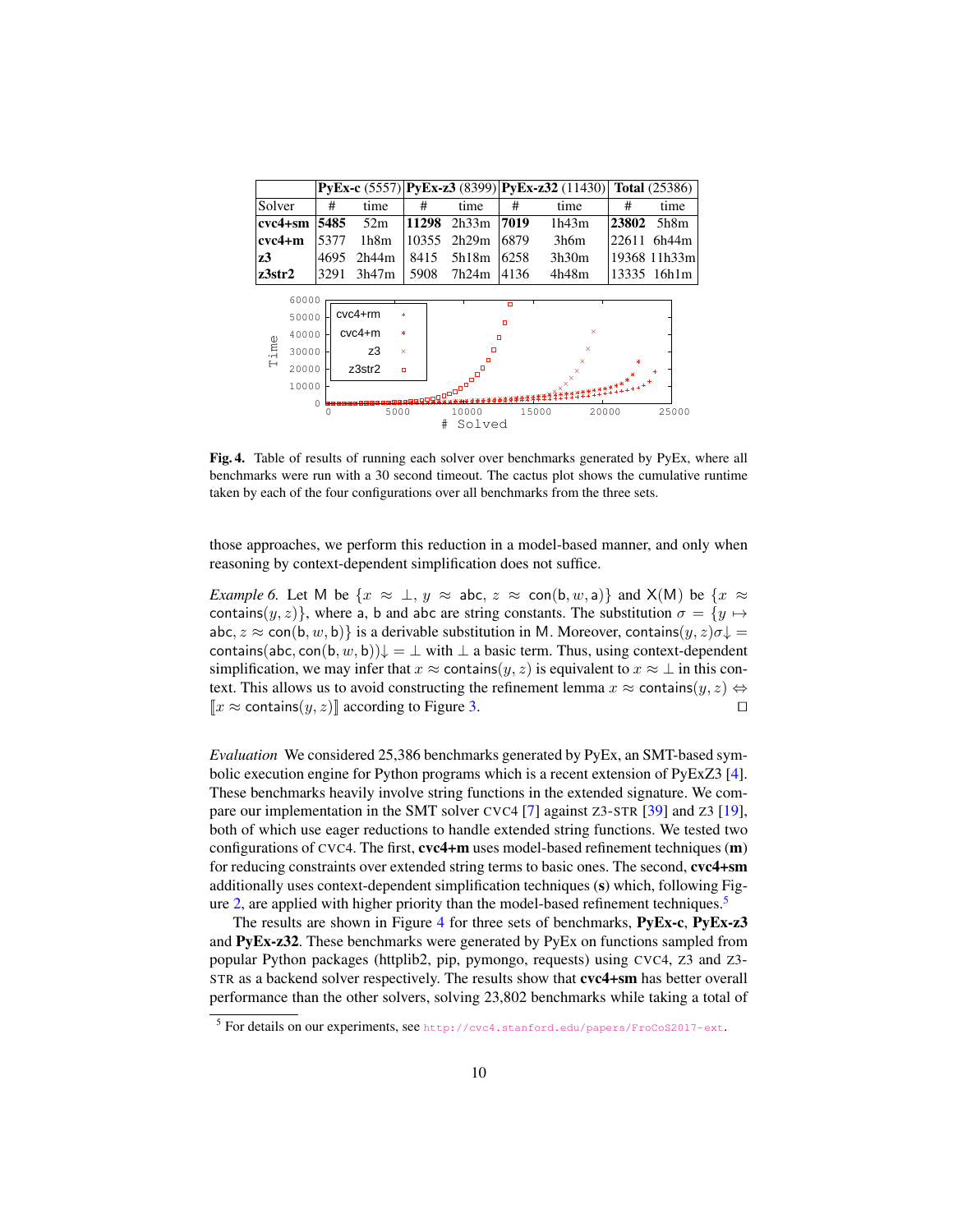|  | **PyEx-c** (5557) |  | **PyEx-z3** (8399) |  | **PyEx-z32** (11430) |  | **Total** (25386) |  |
|---|---|---|---|---|---|---|---|---|
| Solver | # | time | # | time | # | time | # | time |
| **cvc4+sm** | **5485** | 52m | **11298** | 2h33m | **7019** | 1h43m | **23802** | 5h8m |
| **cvc4+m** | 5377 | 1h8m | 10355 | 2h29m | 6879 | 3h6m | 22611 | 6h44m |
| **z3** | 4695 | 2h44m | 8415 | 5h18m | 6258 | 3h30m | 19368 | 11h33m |
| **z3str2** | 3291 | 3h47m | 5908 | 7h24m | 4136 | 4h48m | 13335 | 16h1m |

**Fig. 4.** Table of results of running each solver over benchmarks generated by PyEx, where all benchmarks were run with a 30 second timeout. The cactus plot shows the cumulative runtime taken by each of the four configurations over all benchmarks from the three sets.

those approaches, we perform this reduction in a model-based manner, and only when reasoning by context-dependent simplification does not suffice.

*Example 6.* Let M be $\{x \approx \bot, y \approx \mathsf{abc}, z \approx \mathsf{con}(\mathsf{b}, w, \mathsf{a})\}$ and $\mathsf{X}(\mathsf{M})$ be $\{x \approx \mathsf{contains}(y, z)\}$, where a, b and abc are string constants. The substitution $\sigma = \{y \mapsto \mathsf{abc}, z \approx \mathsf{con}(\mathsf{b}, w, \mathsf{b})\}$ is a derivable substitution in M. Moreover, $\mathsf{contains}(y, z)\sigma\!\downarrow = \mathsf{contains}(\mathsf{abc}, \mathsf{con}(\mathsf{b}, w, \mathsf{b}))\!\downarrow = \bot$ with $\bot$ a basic term. Thus, using context-dependent simplification, we may infer that $x \approx \mathsf{contains}(y, z)$ is equivalent to $x \approx \bot$ in this context. This allows us to avoid constructing the refinement lemma $x \approx \mathsf{contains}(y, z) \Leftrightarrow [\![x \approx \mathsf{contains}(y, z)]\!]$ according to Figure 3. □

*Evaluation* We considered 25,386 benchmarks generated by PyEx, an SMT-based symbolic execution engine for Python programs which is a recent extension of PyExZ3 [4]. These benchmarks heavily involve string functions in the extended signature. We compare our implementation in the SMT solver CVC4 [7] against Z3-STR [39] and Z3 [19], both of which use eager reductions to handle extended string functions. We tested two configurations of CVC4. The first, **cvc4+m** uses model-based refinement techniques (**m**) for reducing constraints over extended string terms to basic ones. The second, **cvc4+sm** additionally uses context-dependent simplification techniques (**s**) which, following Figure 2, are applied with higher priority than the model-based refinement techniques.[5]

The results are shown in Figure 4 for three sets of benchmarks, **PyEx-c**, **PyEx-z3** and **PyEx-z32**. These benchmarks were generated by PyEx on functions sampled from popular Python packages (httplib2, pip, pymongo, requests) using CVC4, Z3 and Z3-STR as a backend solver respectively. The results show that **cvc4+sm** has better overall performance than the other solvers, solving 23,802 benchmarks while taking a total of

[5] For details on our experiments, see http://cvc4.stanford.edu/papers/FroCoS2017-ext.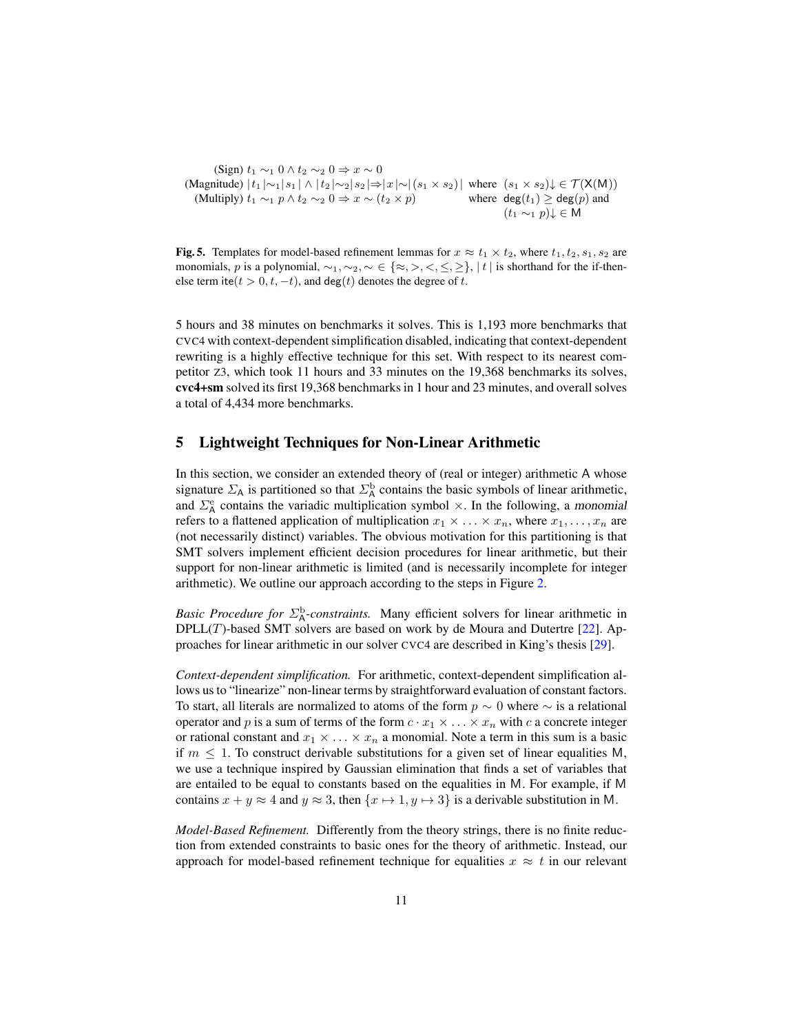$$
\begin{array}{lll}
\text{(Sign)} & t_1 \sim_1 0 \wedge t_2 \sim_2 0 \Rightarrow x \sim 0 & \\
\text{(Magnitude)} & |\,t_1\,| \sim_1 |\,s_1\,| \wedge |\,t_2\,| \sim_2 |\,s_2\,| \Rightarrow |\,x\,| \sim |\,(s_1 \times s_2)\,| & \text{where } (s_1 \times s_2)\!\downarrow \in \mathcal{T}(\mathsf{X}(\mathsf{M})) \\
\text{(Multiply)} & t_1 \sim_1 p \wedge t_2 \sim_2 0 \Rightarrow x \sim (t_2 \times p) & \text{where } \mathsf{deg}(t_1) \geq \mathsf{deg}(p) \text{ and} \\
& & (t_1 \sim_1 p)\!\downarrow \in \mathsf{M}
\end{array}
$$

**Fig. 5.** Templates for model-based refinement lemmas for $x \approx t_1 \times t_2$, where $t_1, t_2, s_1, s_2$ are monomials, $p$ is a polynomial, $\sim_1, \sim_2, \sim \in \{\approx, >, <, \leq, \geq\}$, $|\,t\,|$ is shorthand for the if-then-else term $\mathsf{ite}(t > 0, t, -t)$, and $\mathsf{deg}(t)$ denotes the degree of $t$.

5 hours and 38 minutes on benchmarks it solves. This is 1,193 more benchmarks that CVC4 with context-dependent simplification disabled, indicating that context-dependent rewriting is a highly effective technique for this set. With respect to its nearest competitor Z3, which took 11 hours and 33 minutes on the 19,368 benchmarks its solves, **cvc4+sm** solved its first 19,368 benchmarks in 1 hour and 23 minutes, and overall solves a total of 4,434 more benchmarks.

## 5 Lightweight Techniques for Non-Linear Arithmetic

In this section, we consider an extended theory of (real or integer) arithmetic $\mathsf{A}$ whose signature $\Sigma_\mathsf{A}$ is partitioned so that $\Sigma^\mathrm{b}_\mathsf{A}$ contains the basic symbols of linear arithmetic, and $\Sigma^\mathrm{e}_\mathsf{A}$ contains the variadic multiplication symbol $\times$. In the following, a *monomial* refers to a flattened application of multiplication $x_1 \times \ldots \times x_n$, where $x_1, \ldots, x_n$ are (not necessarily distinct) variables. The obvious motivation for this partitioning is that SMT solvers implement efficient decision procedures for linear arithmetic, but their support for non-linear arithmetic is limited (and is necessarily incomplete for integer arithmetic). We outline our approach according to the steps in Figure 2.

*Basic Procedure for $\Sigma^\mathrm{b}_\mathsf{A}$-constraints.* Many efficient solvers for linear arithmetic in DPLL($T$)-based SMT solvers are based on work by de Moura and Dutertre [22]. Approaches for linear arithmetic in our solver CVC4 are described in King's thesis [29].

*Context-dependent simplification.* For arithmetic, context-dependent simplification allows us to "linearize" non-linear terms by straightforward evaluation of constant factors. To start, all literals are normalized to atoms of the form $p \sim 0$ where $\sim$ is a relational operator and $p$ is a sum of terms of the form $c \cdot x_1 \times \ldots \times x_n$ with $c$ a concrete integer or rational constant and $x_1 \times \ldots \times x_n$ a monomial. Note a term in this sum is a basic if $m \leq 1$. To construct derivable substitutions for a given set of linear equalities $\mathsf{M}$, we use a technique inspired by Gaussian elimination that finds a set of variables that are entailed to be equal to constants based on the equalities in $\mathsf{M}$. For example, if $\mathsf{M}$ contains $x + y \approx 4$ and $y \approx 3$, then $\{x \mapsto 1, y \mapsto 3\}$ is a derivable substitution in $\mathsf{M}$.

*Model-Based Refinement.* Differently from the theory strings, there is no finite reduction from extended constraints to basic ones for the theory of arithmetic. Instead, our approach for model-based refinement technique for equalities $x \approx t$ in our relevant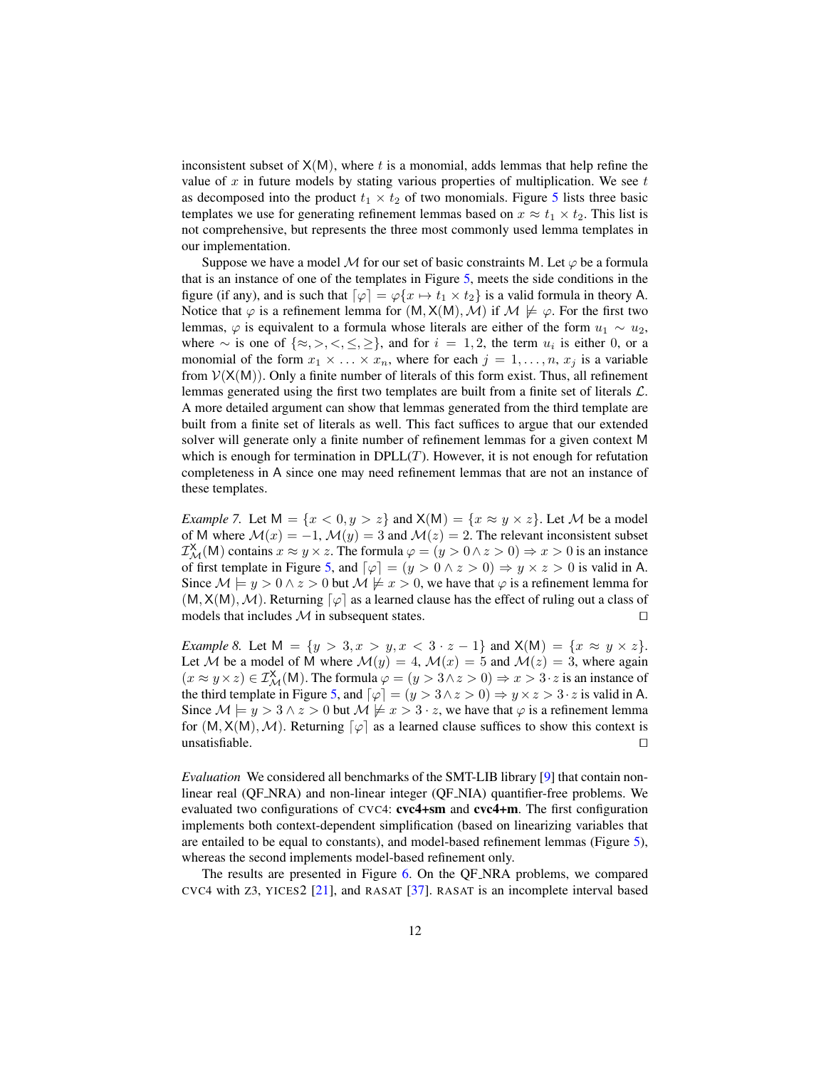inconsistent subset of $\mathsf{X}(\mathsf{M})$, where $t$ is a monomial, adds lemmas that help refine the value of $x$ in future models by stating various properties of multiplication. We see $t$ as decomposed into the product $t_1 \times t_2$ of two monomials. Figure 5 lists three basic templates we use for generating refinement lemmas based on $x \approx t_1 \times t_2$. This list is not comprehensive, but represents the three most commonly used lemma templates in our implementation.

Suppose we have a model $\mathcal{M}$ for our set of basic constraints $\mathsf{M}$. Let $\varphi$ be a formula that is an instance of one of the templates in Figure 5, meets the side conditions in the figure (if any), and is such that $\lceil \varphi \rceil = \varphi\{x \mapsto t_1 \times t_2\}$ is a valid formula in theory $\mathsf{A}$. Notice that $\varphi$ is a refinement lemma for $(\mathsf{M}, \mathsf{X}(\mathsf{M}), \mathcal{M})$ if $\mathcal{M} \not\models \varphi$. For the first two lemmas, $\varphi$ is equivalent to a formula whose literals are either of the form $u_1 \sim u_2$, where $\sim$ is one of $\{\approx, >, <, \leq, \geq\}$, and for $i = 1, 2$, the term $u_i$ is either 0, or a monomial of the form $x_1 \times \ldots \times x_n$, where for each $j = 1, \ldots, n$, $x_j$ is a variable from $\mathcal{V}(\mathsf{X}(\mathsf{M}))$. Only a finite number of literals of this form exist. Thus, all refinement lemmas generated using the first two templates are built from a finite set of literals $\mathcal{L}$. A more detailed argument can show that lemmas generated from the third template are built from a finite set of literals as well. This fact suffices to argue that our extended solver will generate only a finite number of refinement lemmas for a given context $\mathsf{M}$ which is enough for termination in DPLL($T$). However, it is not enough for refutation completeness in $\mathsf{A}$ since one may need refinement lemmas that are not an instance of these templates.

*Example 7.* Let $\mathsf{M} = \{x < 0, y > z\}$ and $\mathsf{X}(\mathsf{M}) = \{x \approx y \times z\}$. Let $\mathcal{M}$ be a model of $\mathsf{M}$ where $\mathcal{M}(x) = -1$, $\mathcal{M}(y) = 3$ and $\mathcal{M}(z) = 2$. The relevant inconsistent subset $\mathcal{I}^{\mathsf{X}}_{\mathcal{M}}(\mathsf{M})$ contains $x \approx y \times z$. The formula $\varphi = (y > 0 \wedge z > 0) \Rightarrow x > 0$ is an instance of first template in Figure 5, and $\lceil \varphi \rceil = (y > 0 \wedge z > 0) \Rightarrow y \times z > 0$ is valid in $\mathsf{A}$. Since $\mathcal{M} \models y > 0 \wedge z > 0$ but $\mathcal{M} \not\models x > 0$, we have that $\varphi$ is a refinement lemma for $(\mathsf{M}, \mathsf{X}(\mathsf{M}), \mathcal{M})$. Returning $\lceil \varphi \rceil$ as a learned clause has the effect of ruling out a class of models that includes $\mathcal{M}$ in subsequent states. □

*Example 8.* Let $\mathsf{M} = \{y > 3, x > y, x < 3 \cdot z - 1\}$ and $\mathsf{X}(\mathsf{M}) = \{x \approx y \times z\}$. Let $\mathcal{M}$ be a model of $\mathsf{M}$ where $\mathcal{M}(y) = 4$, $\mathcal{M}(x) = 5$ and $\mathcal{M}(z) = 3$, where again $(x \approx y \times z) \in \mathcal{I}^{\mathsf{X}}_{\mathcal{M}}(\mathsf{M})$. The formula $\varphi = (y > 3 \wedge z > 0) \Rightarrow x > 3 \cdot z$ is an instance of the third template in Figure 5, and $\lceil \varphi \rceil = (y > 3 \wedge z > 0) \Rightarrow y \times z > 3 \cdot z$ is valid in $\mathsf{A}$. Since $\mathcal{M} \models y > 3 \wedge z > 0$ but $\mathcal{M} \not\models x > 3 \cdot z$, we have that $\varphi$ is a refinement lemma for $(\mathsf{M}, \mathsf{X}(\mathsf{M}), \mathcal{M})$. Returning $\lceil \varphi \rceil$ as a learned clause suffices to show this context is unsatisfiable. □

*Evaluation* We considered all benchmarks of the SMT-LIB library [9] that contain non-linear real (QF_NRA) and non-linear integer (QF_NIA) quantifier-free problems. We evaluated two configurations of CVC4: **cvc4+sm** and **cvc4+m**. The first configuration implements both context-dependent simplification (based on linearizing variables that are entailed to be equal to constants), and model-based refinement lemmas (Figure 5), whereas the second implements model-based refinement only.

The results are presented in Figure 6. On the QF_NRA problems, we compared CVC4 with Z3, YICES2 [21], and RASAT [37]. RASAT is an incomplete interval based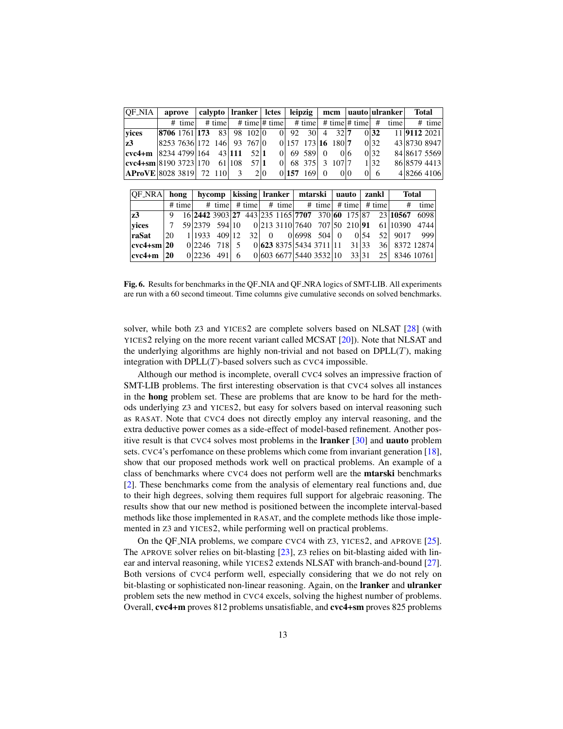| QF_NIA | aprove | | calypto | | lranker | | lctes | | leipzig | | mcm | | uauto | | ulranker | | Total | |
|---|---|---|---|---|---|---|---|---|---|---|---|---|---|---|---|---|---|---|
| | # | time | # | time | # | time | # | time | # | time | # | time | # | time | # | time | # | time |
| **yices** | **8706** | 1761 | **173** | 83 | 98 | 102 | 0 | 0 | 92 | 30 | 4 | 32 | **7** | 0 | **32** | 11 | **9112** | 2021 |
| **z3** | 8253 | 7636 | 172 | 146 | 93 | 767 | 0 | 0 | 157 | 173 | **16** | 180 | **7** | 0 | 32 | 43 | 8730 | 8947 |
| **cvc4+m** | 8234 | 4799 | 164 | 43 | **111** | 52 | **1** | 0 | 69 | 589 | 0 | 0 | 6 | 0 | 32 | 84 | 8617 | 5569 |
| **cvc4+sm** | 8190 | 3723 | 170 | 61 | 108 | 57 | **1** | 0 | 68 | 375 | 3 | 107 | 7 | 1 | 32 | 86 | 8579 | 4413 |
| **AProVE** | 8028 | 3819 | 72 | 110 | 3 | 2 | 0 | 0 | **157** | 169 | 0 | 0 | 0 | 0 | 6 | 4 | 8266 | 4106 |

| QF_NRA | hong | | hycomp | | kissing | | lranker | | mtarski | | uauto | | zankl | | Total | |
|---|---|---|---|---|---|---|---|---|---|---|---|---|---|---|---|---|
| | # | time | # | time | # | time | # | time | # | time | # | time | # | time | # | time |
| **z3** | 9 | 16 | **2442** | 3903 | **27** | 443 | 235 | 1165 | **7707** | 370 | **60** | 175 | 87 | 23 | **10567** | 6098 |
| **yices** | 7 | 59 | 2379 | 594 | 10 | 0 | 213 | 3110 | 7640 | 707 | 50 | 210 | **91** | 61 | 10390 | 4744 |
| **raSat** | 20 | 1 | 1933 | 409 | 12 | 32 | 0 | 0 | 6998 | 504 | 0 | 0 | 54 | 52 | 9017 | 999 |
| **cvc4+sm** | **20** | 0 | 2246 | 718 | 5 | 0 | **623** | 8375 | 5434 | 3711 | 11 | 31 | 33 | 36 | 8372 | 12874 |
| **cvc4+m** | **20** | 0 | 2236 | 491 | 6 | 0 | 603 | 6677 | 5440 | 3532 | 10 | 33 | 31 | 25 | 8346 | 10761 |

**Fig. 6.** Results for benchmarks in the QF_NIA and QF_NRA logics of SMT-LIB. All experiments are run with a 60 second timeout. Time columns give cumulative seconds on solved benchmarks.

solver, while both Z3 and YICES2 are complete solvers based on NLSAT [28] (with YICES2 relying on the more recent variant called MCSAT [20]). Note that NLSAT and the underlying algorithms are highly non-trivial and not based on DPLL($T$), making integration with DPLL($T$)-based solvers such as CVC4 impossible.

Although our method is incomplete, overall CVC4 solves an impressive fraction of SMT-LIB problems. The first interesting observation is that CVC4 solves all instances in the **hong** problem set. These are problems that are know to be hard for the methods underlying Z3 and YICES2, but easy for solvers based on interval reasoning such as RASAT. Note that CVC4 does not directly employ any interval reasoning, and the extra deductive power comes as a side-effect of model-based refinement. Another positive result is that CVC4 solves most problems in the **lranker** [30] and **uauto** problem sets. CVC4's perfomance on these problems which come from invariant generation [18], show that our proposed methods work well on practical problems. An example of a class of benchmarks where CVC4 does not perform well are the **mtarski** benchmarks [2]. These benchmarks come from the analysis of elementary real functions and, due to their high degrees, solving them requires full support for algebraic reasoning. The results show that our new method is positioned between the incomplete interval-based methods like those implemented in RASAT, and the complete methods like those implemented in Z3 and YICES2, while performing well on practical problems.

On the QF_NIA problems, we compare CVC4 with Z3, YICES2, and APROVE [25]. The APROVE solver relies on bit-blasting [23], Z3 relies on bit-blasting aided with linear and interval reasoning, while YICES2 extends NLSAT with branch-and-bound [27]. Both versions of CVC4 perform well, especially considering that we do not rely on bit-blasting or sophisticated non-linear reasoning. Again, on the **lranker** and **ulranker** problem sets the new method in CVC4 excels, solving the highest number of problems. Overall, **cvc4+m** proves 812 problems unsatisfiable, and **cvc4+sm** proves 825 problems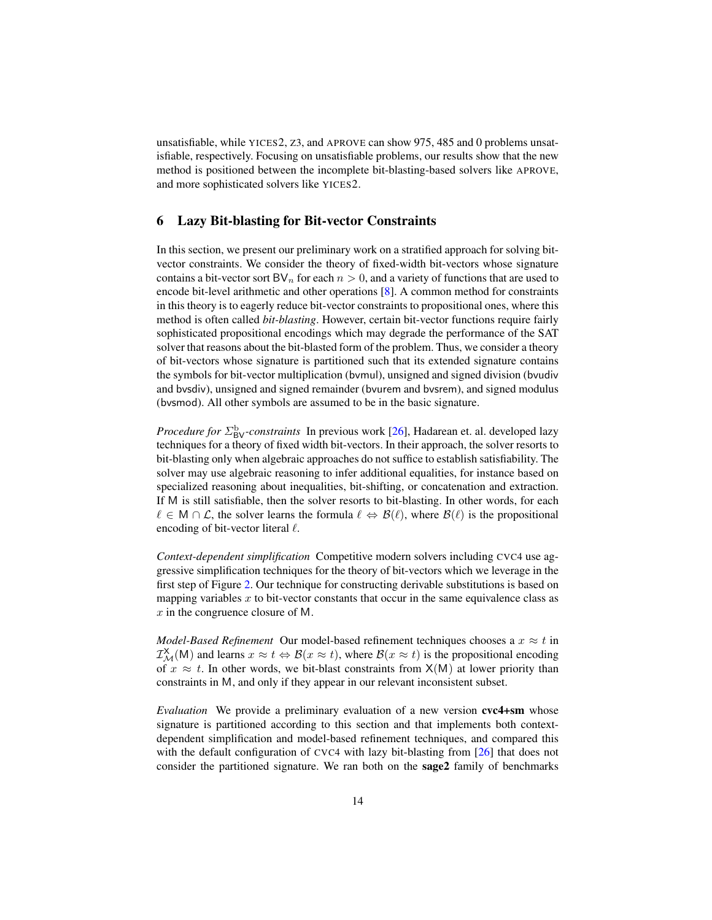unsatisfiable, while YICES2, Z3, and APROVE can show 975, 485 and 0 problems unsatisfiable, respectively. Focusing on unsatisfiable problems, our results show that the new method is positioned between the incomplete bit-blasting-based solvers like APROVE, and more sophisticated solvers like YICES2.

## 6 Lazy Bit-blasting for Bit-vector Constraints

In this section, we present our preliminary work on a stratified approach for solving bit-vector constraints. We consider the theory of fixed-width bit-vectors whose signature contains a bit-vector sort $\mathsf{BV}_n$ for each $n > 0$, and a variety of functions that are used to encode bit-level arithmetic and other operations [8]. A common method for constraints in this theory is to eagerly reduce bit-vector constraints to propositional ones, where this method is often called *bit-blasting*. However, certain bit-vector functions require fairly sophisticated propositional encodings which may degrade the performance of the SAT solver that reasons about the bit-blasted form of the problem. Thus, we consider a theory of bit-vectors whose signature is partitioned such that its extended signature contains the symbols for bit-vector multiplication (bvmul), unsigned and signed division (bvudiv and bvsdiv), unsigned and signed remainder (bvurem and bvsrem), and signed modulus (bvsmod). All other symbols are assumed to be in the basic signature.

*Procedure for $\Sigma^{\mathrm{b}}_{\mathsf{BV}}$-constraints* In previous work [26], Hadarean et. al. developed lazy techniques for a theory of fixed width bit-vectors. In their approach, the solver resorts to bit-blasting only when algebraic approaches do not suffice to establish satisfiability. The solver may use algebraic reasoning to infer additional equalities, for instance based on specialized reasoning about inequalities, bit-shifting, or concatenation and extraction. If $\mathsf{M}$ is still satisfiable, then the solver resorts to bit-blasting. In other words, for each $\ell \in \mathsf{M} \cap \mathcal{L}$, the solver learns the formula $\ell \Leftrightarrow \mathcal{B}(\ell)$, where $\mathcal{B}(\ell)$ is the propositional encoding of bit-vector literal $\ell$.

*Context-dependent simplification* Competitive modern solvers including CVC4 use aggressive simplification techniques for the theory of bit-vectors which we leverage in the first step of Figure 2. Our technique for constructing derivable substitutions is based on mapping variables $x$ to bit-vector constants that occur in the same equivalence class as $x$ in the congruence closure of $\mathsf{M}$.

*Model-Based Refinement* Our model-based refinement techniques chooses a $x \approx t$ in $\mathcal{I}^{\mathsf{X}}_{\mathcal{M}}(\mathsf{M})$ and learns $x \approx t \Leftrightarrow \mathcal{B}(x \approx t)$, where $\mathcal{B}(x \approx t)$ is the propositional encoding of $x \approx t$. In other words, we bit-blast constraints from $\mathsf{X}(\mathsf{M})$ at lower priority than constraints in $\mathsf{M}$, and only if they appear in our relevant inconsistent subset.

*Evaluation* We provide a preliminary evaluation of a new version **cvc4+sm** whose signature is partitioned according to this section and that implements both context-dependent simplification and model-based refinement techniques, and compared this with the default configuration of CVC4 with lazy bit-blasting from [26] that does not consider the partitioned signature. We ran both on the **sage2** family of benchmarks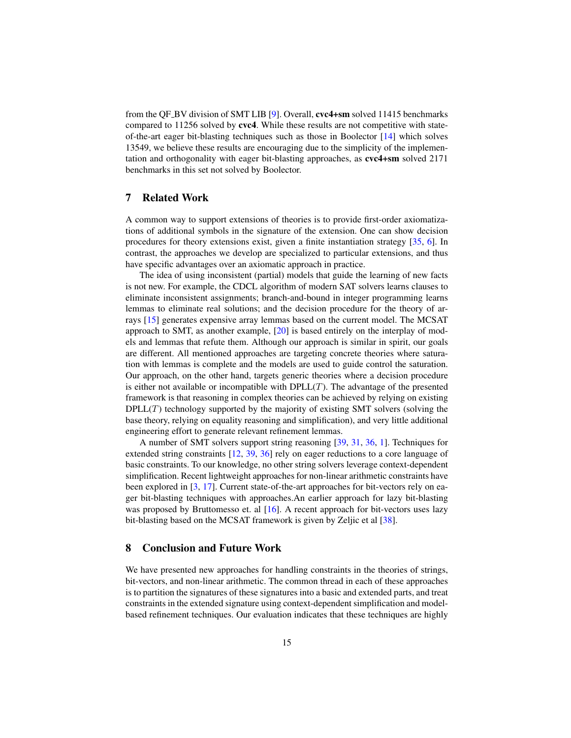from the QF_BV division of SMT LIB [9]. Overall, **cvc4+sm** solved 11415 benchmarks compared to 11256 solved by **cvc4**. While these results are not competitive with state-of-the-art eager bit-blasting techniques such as those in Boolector [14] which solves 13549, we believe these results are encouraging due to the simplicity of the implementation and orthogonality with eager bit-blasting approaches, as **cvc4+sm** solved 2171 benchmarks in this set not solved by Boolector.

## 7 Related Work

A common way to support extensions of theories is to provide first-order axiomatizations of additional symbols in the signature of the extension. One can show decision procedures for theory extensions exist, given a finite instantiation strategy [35, 6]. In contrast, the approaches we develop are specialized to particular extensions, and thus have specific advantages over an axiomatic approach in practice.

The idea of using inconsistent (partial) models that guide the learning of new facts is not new. For example, the CDCL algorithm of modern SAT solvers learns clauses to eliminate inconsistent assignments; branch-and-bound in integer programming learns lemmas to eliminate real solutions; and the decision procedure for the theory of arrays [15] generates expensive array lemmas based on the current model. The MCSAT approach to SMT, as another example, [20] is based entirely on the interplay of models and lemmas that refute them. Although our approach is similar in spirit, our goals are different. All mentioned approaches are targeting concrete theories where saturation with lemmas is complete and the models are used to guide control the saturation. Our approach, on the other hand, targets generic theories where a decision procedure is either not available or incompatible with DPLL($T$). The advantage of the presented framework is that reasoning in complex theories can be achieved by relying on existing DPLL($T$) technology supported by the majority of existing SMT solvers (solving the base theory, relying on equality reasoning and simplification), and very little additional engineering effort to generate relevant refinement lemmas.

A number of SMT solvers support string reasoning [39, 31, 36, 1]. Techniques for extended string constraints [12, 39, 36] rely on eager reductions to a core language of basic constraints. To our knowledge, no other string solvers leverage context-dependent simplification. Recent lightweight approaches for non-linear arithmetic constraints have been explored in [3, 17]. Current state-of-the-art approaches for bit-vectors rely on eager bit-blasting techniques with approaches.An earlier approach for lazy bit-blasting was proposed by Bruttomesso et. al [16]. A recent approach for bit-vectors uses lazy bit-blasting based on the MCSAT framework is given by Zeljic et al [38].

## 8 Conclusion and Future Work

We have presented new approaches for handling constraints in the theories of strings, bit-vectors, and non-linear arithmetic. The common thread in each of these approaches is to partition the signatures of these signatures into a basic and extended parts, and treat constraints in the extended signature using context-dependent simplification and model-based refinement techniques. Our evaluation indicates that these techniques are highly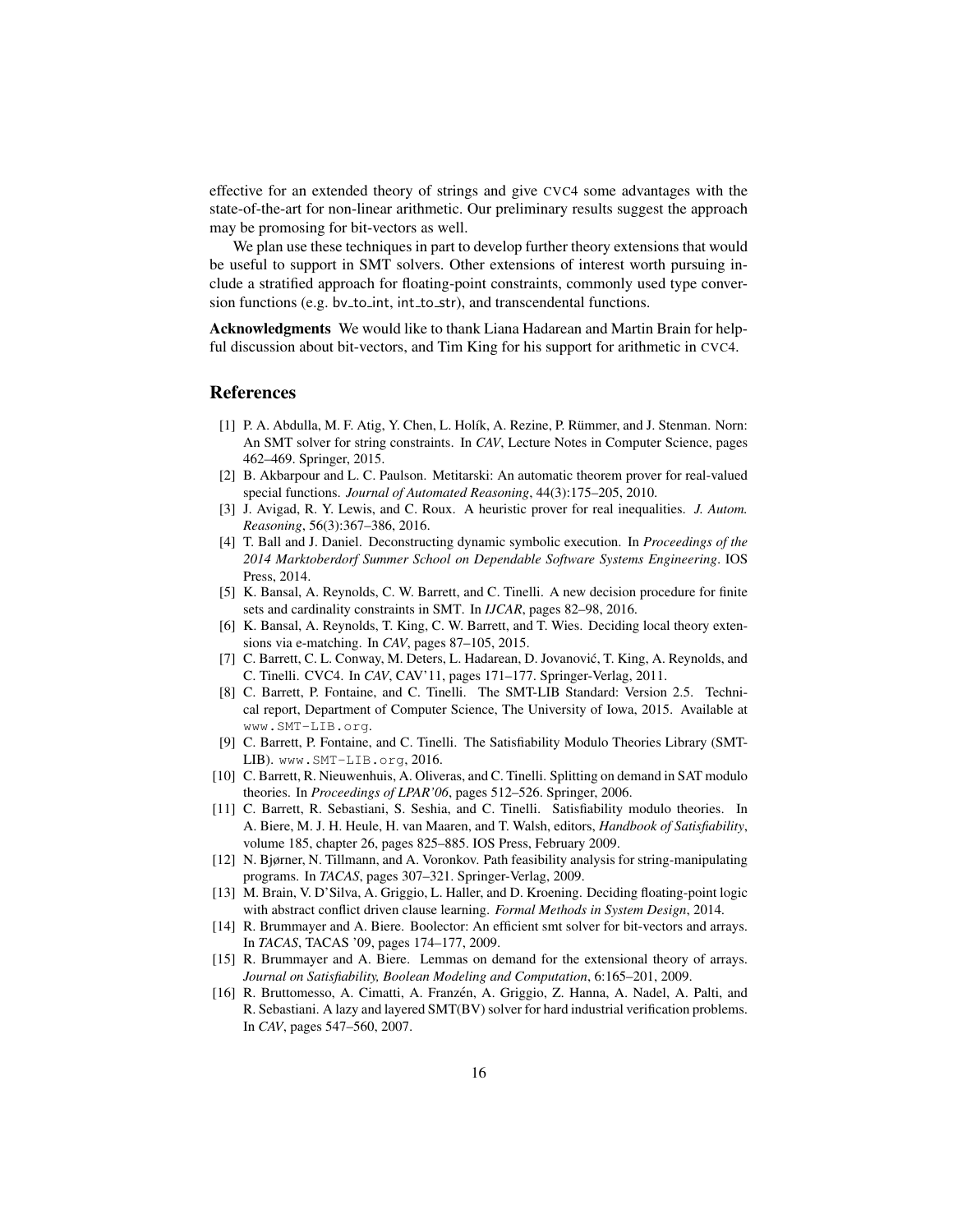effective for an extended theory of strings and give CVC4 some advantages with the state-of-the-art for non-linear arithmetic. Our preliminary results suggest the approach may be promosing for bit-vectors as well.

We plan use these techniques in part to develop further theory extensions that would be useful to support in SMT solvers. Other extensions of interest worth pursuing include a stratified approach for floating-point constraints, commonly used type conversion functions (e.g. bv_to_int, int_to_str), and transcendental functions.

**Acknowledgments** We would like to thank Liana Hadarean and Martin Brain for helpful discussion about bit-vectors, and Tim King for his support for arithmetic in CVC4.

## References

[1] P. A. Abdulla, M. F. Atig, Y. Chen, L. Holík, A. Rezine, P. Rümmer, and J. Stenman. Norn: An SMT solver for string constraints. In *CAV*, Lecture Notes in Computer Science, pages 462–469. Springer, 2015.

[2] B. Akbarpour and L. C. Paulson. Metitarski: An automatic theorem prover for real-valued special functions. *Journal of Automated Reasoning*, 44(3):175–205, 2010.

[3] J. Avigad, R. Y. Lewis, and C. Roux. A heuristic prover for real inequalities. *J. Autom. Reasoning*, 56(3):367–386, 2016.

[4] T. Ball and J. Daniel. Deconstructing dynamic symbolic execution. In *Proceedings of the 2014 Marktoberdorf Summer School on Dependable Software Systems Engineering*. IOS Press, 2014.

[5] K. Bansal, A. Reynolds, C. W. Barrett, and C. Tinelli. A new decision procedure for finite sets and cardinality constraints in SMT. In *IJCAR*, pages 82–98, 2016.

[6] K. Bansal, A. Reynolds, T. King, C. W. Barrett, and T. Wies. Deciding local theory extensions via e-matching. In *CAV*, pages 87–105, 2015.

[7] C. Barrett, C. L. Conway, M. Deters, L. Hadarean, D. Jovanović, T. King, A. Reynolds, and C. Tinelli. CVC4. In *CAV*, CAV'11, pages 171–177. Springer-Verlag, 2011.

[8] C. Barrett, P. Fontaine, and C. Tinelli. The SMT-LIB Standard: Version 2.5. Technical report, Department of Computer Science, The University of Iowa, 2015. Available at www.SMT-LIB.org.

[9] C. Barrett, P. Fontaine, and C. Tinelli. The Satisfiability Modulo Theories Library (SMT-LIB). www.SMT-LIB.org, 2016.

[10] C. Barrett, R. Nieuwenhuis, A. Oliveras, and C. Tinelli. Splitting on demand in SAT modulo theories. In *Proceedings of LPAR'06*, pages 512–526. Springer, 2006.

[11] C. Barrett, R. Sebastiani, S. Seshia, and C. Tinelli. Satisfiability modulo theories. In A. Biere, M. J. H. Heule, H. van Maaren, and T. Walsh, editors, *Handbook of Satisfiability*, volume 185, chapter 26, pages 825–885. IOS Press, February 2009.

[12] N. Bjørner, N. Tillmann, and A. Voronkov. Path feasibility analysis for string-manipulating programs. In *TACAS*, pages 307–321. Springer-Verlag, 2009.

[13] M. Brain, V. D'Silva, A. Griggio, L. Haller, and D. Kroening. Deciding floating-point logic with abstract conflict driven clause learning. *Formal Methods in System Design*, 2014.

[14] R. Brummayer and A. Biere. Boolector: An efficient smt solver for bit-vectors and arrays. In *TACAS*, TACAS '09, pages 174–177, 2009.

[15] R. Brummayer and A. Biere. Lemmas on demand for the extensional theory of arrays. *Journal on Satisfiability, Boolean Modeling and Computation*, 6:165–201, 2009.

[16] R. Bruttomesso, A. Cimatti, A. Franzén, A. Griggio, Z. Hanna, A. Nadel, A. Palti, and R. Sebastiani. A lazy and layered SMT(BV) solver for hard industrial verification problems. In *CAV*, pages 547–560, 2007.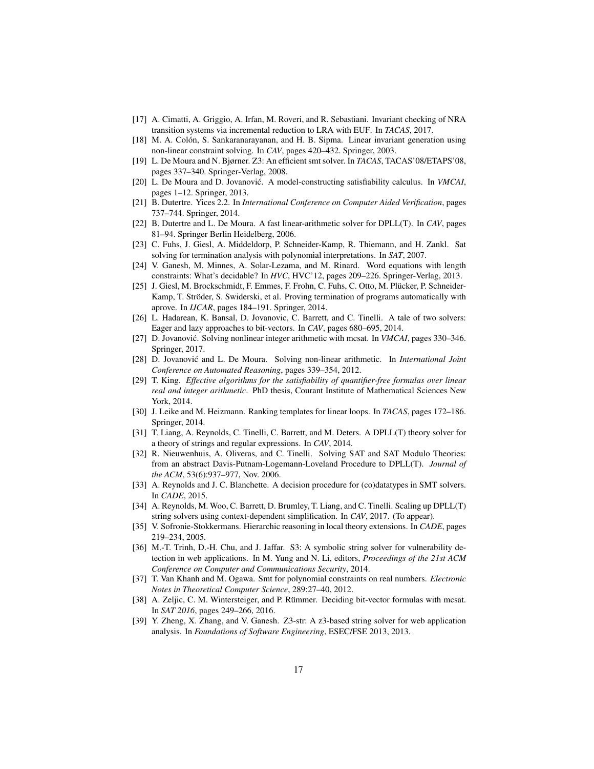[17] A. Cimatti, A. Griggio, A. Irfan, M. Roveri, and R. Sebastiani. Invariant checking of NRA transition systems via incremental reduction to LRA with EUF. In *TACAS*, 2017.

[18] M. A. Colón, S. Sankaranarayanan, and H. B. Sipma. Linear invariant generation using non-linear constraint solving. In *CAV*, pages 420–432. Springer, 2003.

[19] L. De Moura and N. Bjørner. Z3: An efficient smt solver. In *TACAS*, TACAS'08/ETAPS'08, pages 337–340. Springer-Verlag, 2008.

[20] L. De Moura and D. Jovanović. A model-constructing satisfiability calculus. In *VMCAI*, pages 1–12. Springer, 2013.

[21] B. Dutertre. Yices 2.2. In *International Conference on Computer Aided Verification*, pages 737–744. Springer, 2014.

[22] B. Dutertre and L. De Moura. A fast linear-arithmetic solver for DPLL(T). In *CAV*, pages 81–94. Springer Berlin Heidelberg, 2006.

[23] C. Fuhs, J. Giesl, A. Middeldorp, P. Schneider-Kamp, R. Thiemann, and H. Zankl. Sat solving for termination analysis with polynomial interpretations. In *SAT*, 2007.

[24] V. Ganesh, M. Minnes, A. Solar-Lezama, and M. Rinard. Word equations with length constraints: What's decidable? In *HVC*, HVC'12, pages 209–226. Springer-Verlag, 2013.

[25] J. Giesl, M. Brockschmidt, F. Emmes, F. Frohn, C. Fuhs, C. Otto, M. Plücker, P. Schneider-Kamp, T. Ströder, S. Swiderski, et al. Proving termination of programs automatically with aprove. In *IJCAR*, pages 184–191. Springer, 2014.

[26] L. Hadarean, K. Bansal, D. Jovanovic, C. Barrett, and C. Tinelli. A tale of two solvers: Eager and lazy approaches to bit-vectors. In *CAV*, pages 680–695, 2014.

[27] D. Jovanović. Solving nonlinear integer arithmetic with mcsat. In *VMCAI*, pages 330–346. Springer, 2017.

[28] D. Jovanović and L. De Moura. Solving non-linear arithmetic. In *International Joint Conference on Automated Reasoning*, pages 339–354, 2012.

[29] T. King. *Effective algorithms for the satisfiability of quantifier-free formulas over linear real and integer arithmetic*. PhD thesis, Courant Institute of Mathematical Sciences New York, 2014.

[30] J. Leike and M. Heizmann. Ranking templates for linear loops. In *TACAS*, pages 172–186. Springer, 2014.

[31] T. Liang, A. Reynolds, C. Tinelli, C. Barrett, and M. Deters. A DPLL(T) theory solver for a theory of strings and regular expressions. In *CAV*, 2014.

[32] R. Nieuwenhuis, A. Oliveras, and C. Tinelli. Solving SAT and SAT Modulo Theories: from an abstract Davis-Putnam-Logemann-Loveland Procedure to DPLL(T). *Journal of the ACM*, 53(6):937–977, Nov. 2006.

[33] A. Reynolds and J. C. Blanchette. A decision procedure for (co)datatypes in SMT solvers. In *CADE*, 2015.

[34] A. Reynolds, M. Woo, C. Barrett, D. Brumley, T. Liang, and C. Tinelli. Scaling up DPLL(T) string solvers using context-dependent simplification. In *CAV*, 2017. (To appear).

[35] V. Sofronie-Stokkermans. Hierarchic reasoning in local theory extensions. In *CADE*, pages 219–234, 2005.

[36] M.-T. Trinh, D.-H. Chu, and J. Jaffar. S3: A symbolic string solver for vulnerability detection in web applications. In M. Yung and N. Li, editors, *Proceedings of the 21st ACM Conference on Computer and Communications Security*, 2014.

[37] T. Van Khanh and M. Ogawa. Smt for polynomial constraints on real numbers. *Electronic Notes in Theoretical Computer Science*, 289:27–40, 2012.

[38] A. Zeljic, C. M. Wintersteiger, and P. Rümmer. Deciding bit-vector formulas with mcsat. In *SAT 2016*, pages 249–266, 2016.

[39] Y. Zheng, X. Zhang, and V. Ganesh. Z3-str: A z3-based string solver for web application analysis. In *Foundations of Software Engineering*, ESEC/FSE 2013, 2013.